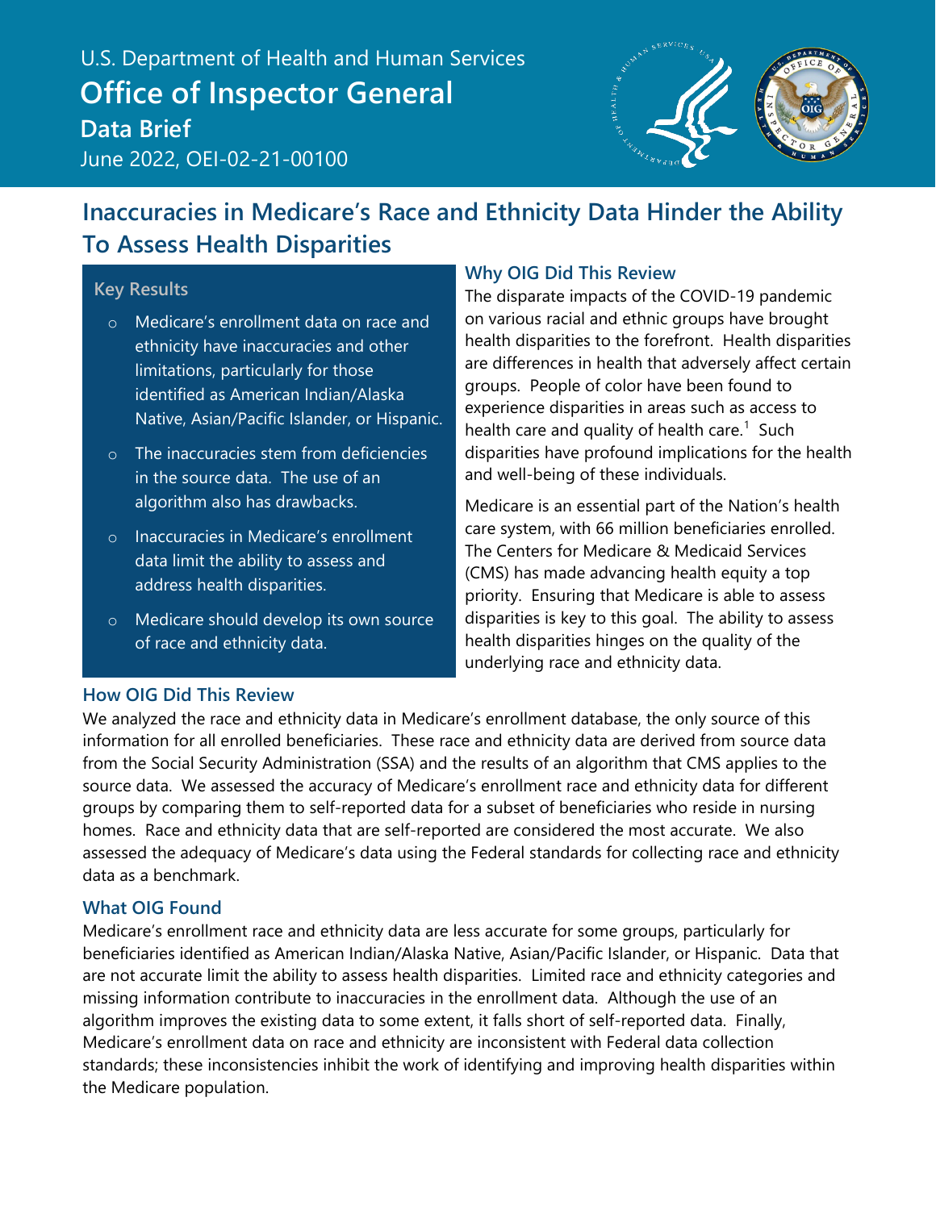U.S. Department of Health and Human Services

# Office of Inspector General

## Data Brief

June 2022, OEI-02-21-00100

# Inaccuracies in Medicare's Race and Ethnicity Data Hinder the Ability To Assess Health Disparities

### Key Results

- Medicare's enrollment data on race and ethnicity have inaccuracies and other limitations, particularly for those identified as American Indian/Alaska Native, Asian/Pacific Islander, or Hispanic.
- The inaccuracies stem from deficiencies in the source data. The use of an algorithm also has drawbacks.
- Inaccuracies in Medicare's enrollment data limit the ability to assess and address health disparities.
- Medicare should develop its own source of race and ethnicity data.

### Why OIG Did This Review

The disparate impacts of the COVID-19 pandemic on various racial and ethnic groups have brought health disparities to the forefront. Health disparities are differences in health that adversely affect certain groups. People of color have been found to experience disparities in areas such as access to health care and quality of health care.[1] Such disparities have profound implications for the health and well-being of these individuals.

Medicare is an essential part of the Nation's health care system, with 66 million beneficiaries enrolled. The Centers for Medicare & Medicaid Services (CMS) has made advancing health equity a top priority. Ensuring that Medicare is able to assess disparities is key to this goal. The ability to assess health disparities hinges on the quality of the underlying race and ethnicity data.

### How OIG Did This Review

We analyzed the race and ethnicity data in Medicare's enrollment database, the only source of this information for all enrolled beneficiaries. These race and ethnicity data are derived from source data from the Social Security Administration (SSA) and the results of an algorithm that CMS applies to the source data. We assessed the accuracy of Medicare's enrollment race and ethnicity data for different groups by comparing them to self-reported data for a subset of beneficiaries who reside in nursing homes. Race and ethnicity data that are self-reported are considered the most accurate. We also assessed the adequacy of Medicare's data using the Federal standards for collecting race and ethnicity data as a benchmark.

### What OIG Found

Medicare's enrollment race and ethnicity data are less accurate for some groups, particularly for beneficiaries identified as American Indian/Alaska Native, Asian/Pacific Islander, or Hispanic. Data that are not accurate limit the ability to assess health disparities. Limited race and ethnicity categories and missing information contribute to inaccuracies in the enrollment data. Although the use of an algorithm improves the existing data to some extent, it falls short of self-reported data. Finally, Medicare's enrollment data on race and ethnicity are inconsistent with Federal data collection standards; these inconsistencies inhibit the work of identifying and improving health disparities within the Medicare population.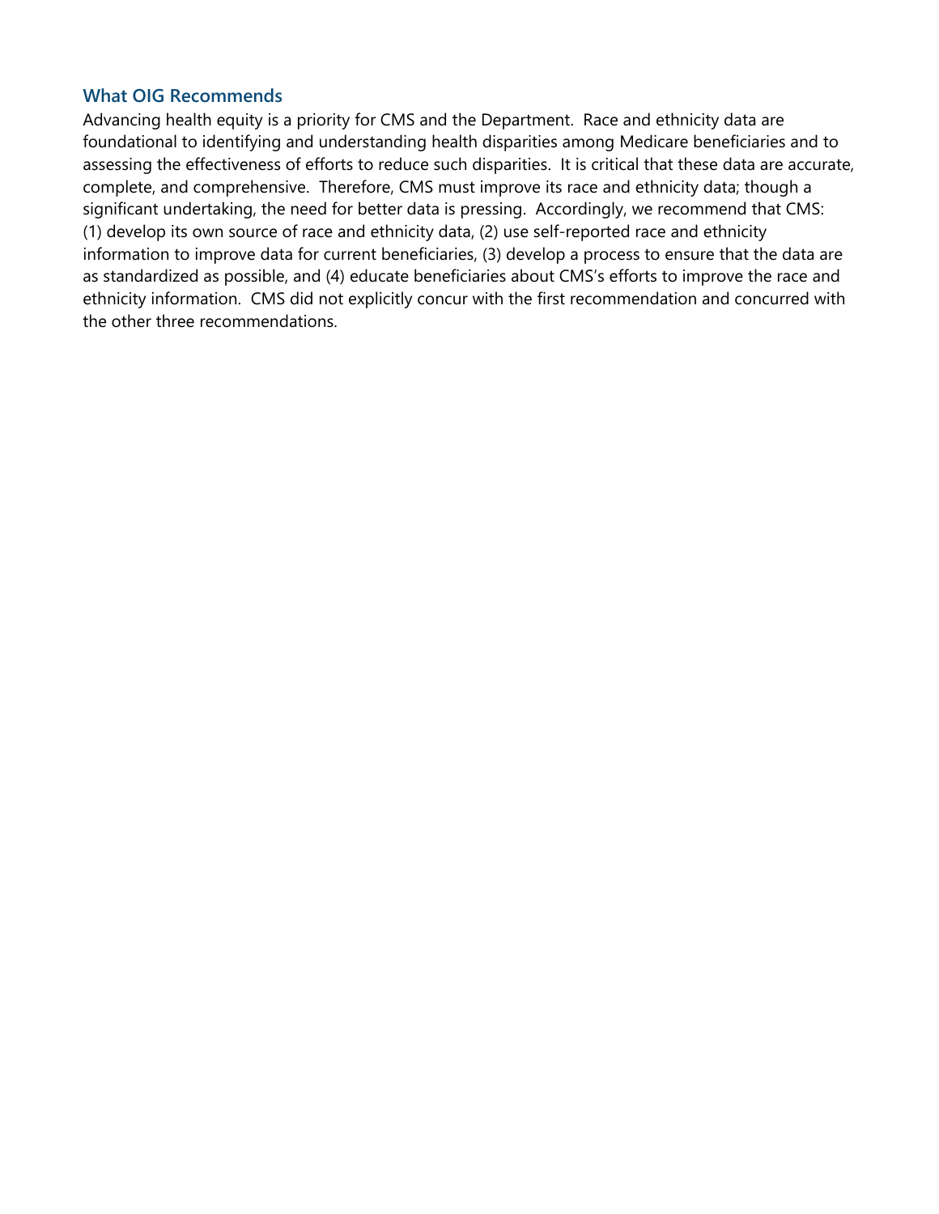### What OIG Recommends

Advancing health equity is a priority for CMS and the Department. Race and ethnicity data are foundational to identifying and understanding health disparities among Medicare beneficiaries and to assessing the effectiveness of efforts to reduce such disparities. It is critical that these data are accurate, complete, and comprehensive. Therefore, CMS must improve its race and ethnicity data; though a significant undertaking, the need for better data is pressing. Accordingly, we recommend that CMS: (1) develop its own source of race and ethnicity data, (2) use self-reported race and ethnicity information to improve data for current beneficiaries, (3) develop a process to ensure that the data are as standardized as possible, and (4) educate beneficiaries about CMS's efforts to improve the race and ethnicity information. CMS did not explicitly concur with the first recommendation and concurred with the other three recommendations.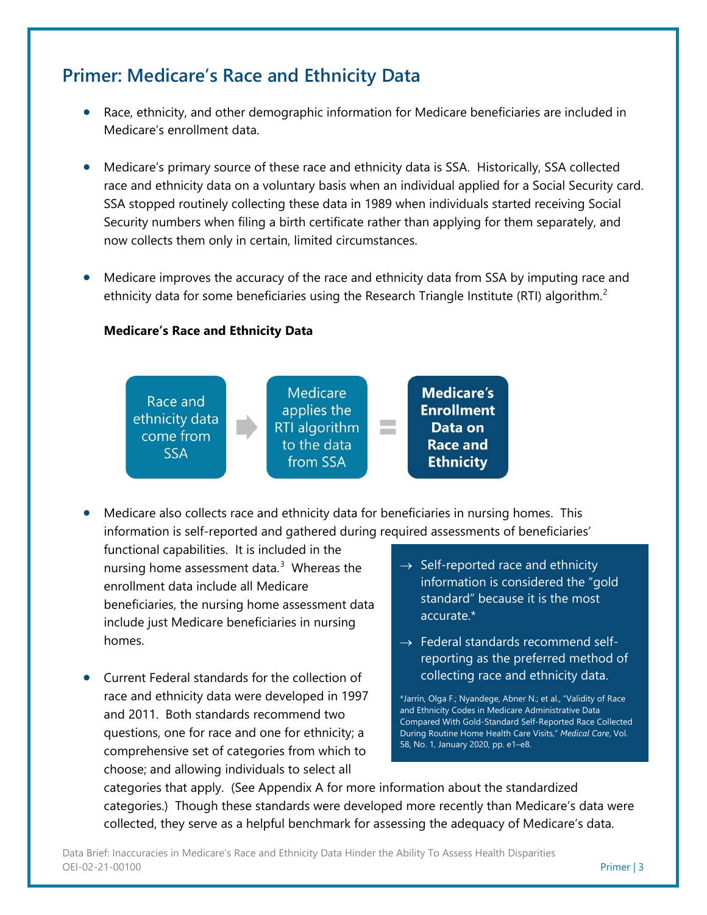## Primer: Medicare's Race and Ethnicity Data

- Race, ethnicity, and other demographic information for Medicare beneficiaries are included in Medicare's enrollment data.

- Medicare's primary source of these race and ethnicity data is SSA. Historically, SSA collected race and ethnicity data on a voluntary basis when an individual applied for a Social Security card. SSA stopped routinely collecting these data in 1989 when individuals started receiving Social Security numbers when filing a birth certificate rather than applying for them separately, and now collects them only in certain, limited circumstances.

- Medicare improves the accuracy of the race and ethnicity data from SSA by imputing race and ethnicity data for some beneficiaries using the Research Triangle Institute (RTI) algorithm.[2]

**Medicare's Race and Ethnicity Data**

Race and ethnicity data come from SSA → Medicare applies the RTI algorithm to the data from SSA = **Medicare's Enrollment Data on Race and Ethnicity**

- Medicare also collects race and ethnicity data for beneficiaries in nursing homes. This information is self-reported and gathered during required assessments of beneficiaries' functional capabilities. It is included in the nursing home assessment data.[3] Whereas the enrollment data include all Medicare beneficiaries, the nursing home assessment data include just Medicare beneficiaries in nursing homes.

- Current Federal standards for the collection of race and ethnicity data were developed in 1997 and 2011. Both standards recommend two questions, one for race and one for ethnicity; a comprehensive set of categories from which to choose; and allowing individuals to select all categories that apply. (See Appendix A for more information about the standardized categories.) Though these standards were developed more recently than Medicare's data were collected, they serve as a helpful benchmark for assessing the adequacy of Medicare's data.

> → Self-reported race and ethnicity information is considered the "gold standard" because it is the most accurate.*
>
> → Federal standards recommend self-reporting as the preferred method of collecting race and ethnicity data.
>
> *Jarrín, Olga F.; Nyandege, Abner N.; et al., "Validity of Race and Ethnicity Codes in Medicare Administrative Data Compared With Gold-Standard Self-Reported Race Collected During Routine Home Health Care Visits," *Medical Care*, Vol. 58, No. 1, January 2020, pp. e1–e8.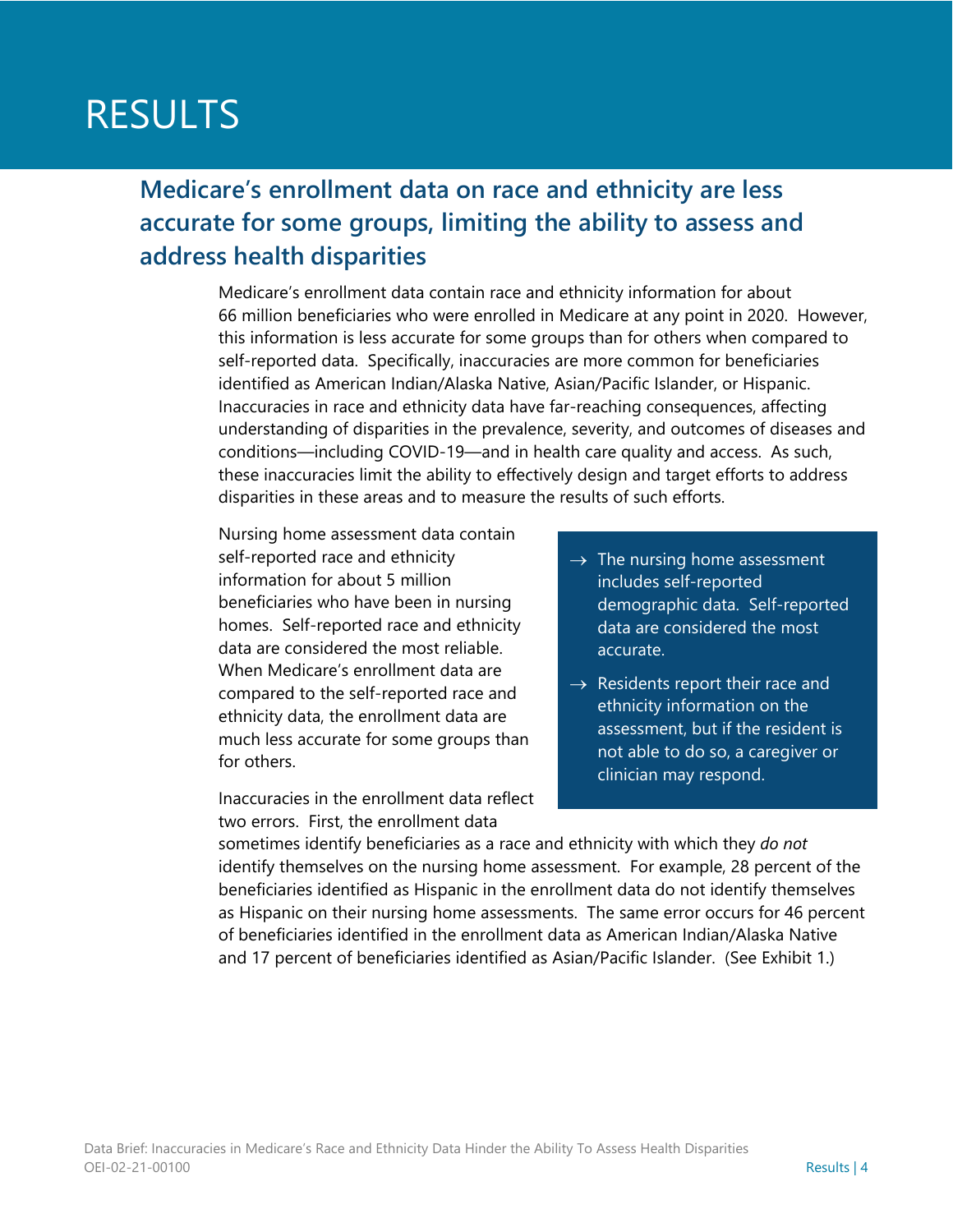# RESULTS

## Medicare's enrollment data on race and ethnicity are less accurate for some groups, limiting the ability to assess and address health disparities

Medicare's enrollment data contain race and ethnicity information for about 66 million beneficiaries who were enrolled in Medicare at any point in 2020. However, this information is less accurate for some groups than for others when compared to self-reported data. Specifically, inaccuracies are more common for beneficiaries identified as American Indian/Alaska Native, Asian/Pacific Islander, or Hispanic. Inaccuracies in race and ethnicity data have far-reaching consequences, affecting understanding of disparities in the prevalence, severity, and outcomes of diseases and conditions—including COVID-19—and in health care quality and access. As such, these inaccuracies limit the ability to effectively design and target efforts to address disparities in these areas and to measure the results of such efforts.

Nursing home assessment data contain self-reported race and ethnicity information for about 5 million beneficiaries who have been in nursing homes. Self-reported race and ethnicity data are considered the most reliable. When Medicare's enrollment data are compared to the self-reported race and ethnicity data, the enrollment data are much less accurate for some groups than for others.

> → The nursing home assessment includes self-reported demographic data. Self-reported data are considered the most accurate.
>
> → Residents report their race and ethnicity information on the assessment, but if the resident is not able to do so, a caregiver or clinician may respond.

Inaccuracies in the enrollment data reflect two errors. First, the enrollment data sometimes identify beneficiaries as a race and ethnicity with which they *do not* identify themselves on the nursing home assessment. For example, 28 percent of the beneficiaries identified as Hispanic in the enrollment data do not identify themselves as Hispanic on their nursing home assessments. The same error occurs for 46 percent of beneficiaries identified in the enrollment data as American Indian/Alaska Native and 17 percent of beneficiaries identified as Asian/Pacific Islander. (See Exhibit 1.)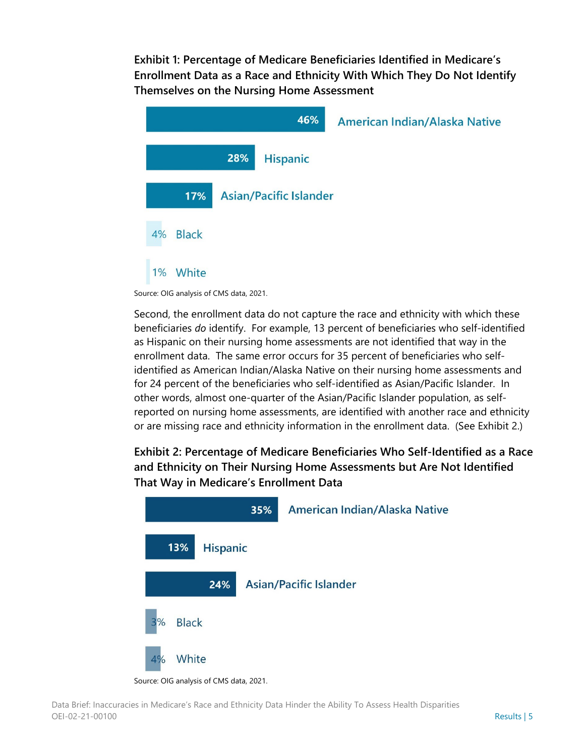**Exhibit 1: Percentage of Medicare Beneficiaries Identified in Medicare's Enrollment Data as a Race and Ethnicity With Which They Do Not Identify Themselves on the Nursing Home Assessment**

| Race and Ethnicity | Percentage |
| --- | --- |
| American Indian/Alaska Native | 46% |
| Hispanic | 28% |
| Asian/Pacific Islander | 17% |
| Black | 4% |
| White | 1% |

Source: OIG analysis of CMS data, 2021.

Second, the enrollment data do not capture the race and ethnicity with which these beneficiaries *do* identify. For example, 13 percent of beneficiaries who self-identified as Hispanic on their nursing home assessments are not identified that way in the enrollment data. The same error occurs for 35 percent of beneficiaries who self-identified as American Indian/Alaska Native on their nursing home assessments and for 24 percent of the beneficiaries who self-identified as Asian/Pacific Islander. In other words, almost one-quarter of the Asian/Pacific Islander population, as self-reported on nursing home assessments, are identified with another race and ethnicity or are missing race and ethnicity information in the enrollment data. (See Exhibit 2.)

**Exhibit 2: Percentage of Medicare Beneficiaries Who Self-Identified as a Race and Ethnicity on Their Nursing Home Assessments but Are Not Identified That Way in Medicare's Enrollment Data**

| Race and Ethnicity | Percentage |
| --- | --- |
| American Indian/Alaska Native | 35% |
| Hispanic | 13% |
| Asian/Pacific Islander | 24% |
| Black | 3% |
| White | 4% |

Source: OIG analysis of CMS data, 2021.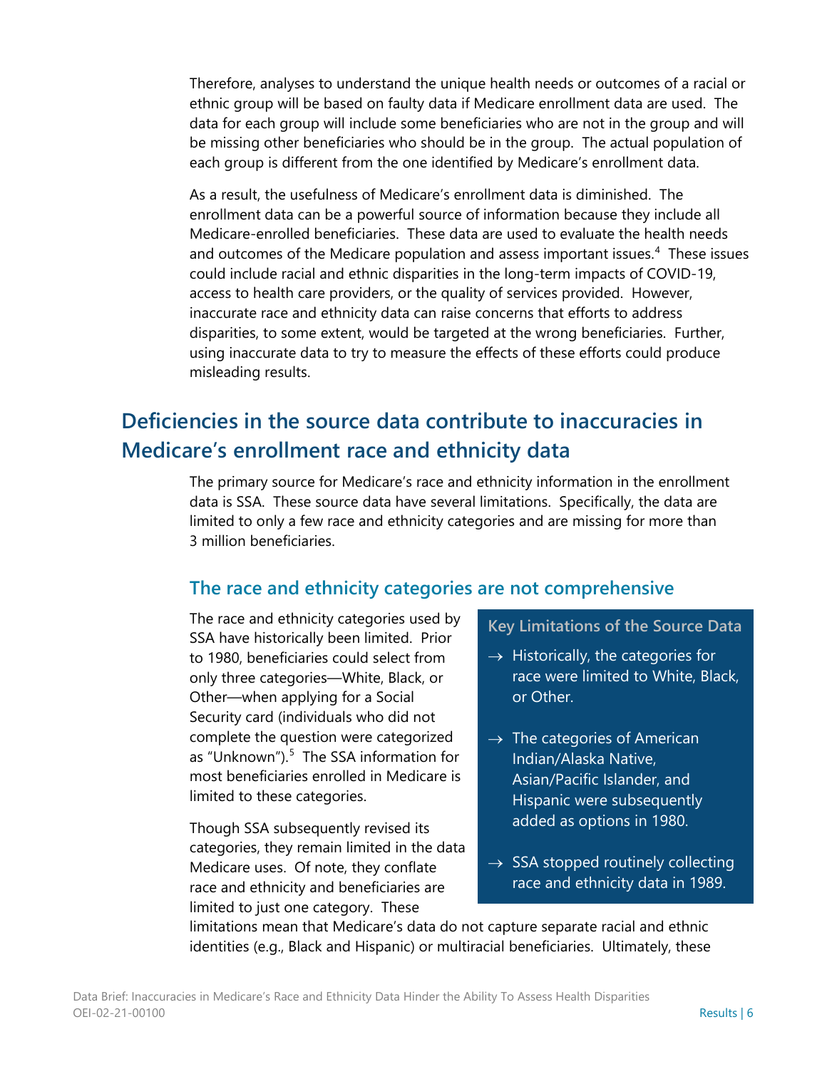Therefore, analyses to understand the unique health needs or outcomes of a racial or ethnic group will be based on faulty data if Medicare enrollment data are used. The data for each group will include some beneficiaries who are not in the group and will be missing other beneficiaries who should be in the group. The actual population of each group is different from the one identified by Medicare's enrollment data.

As a result, the usefulness of Medicare's enrollment data is diminished. The enrollment data can be a powerful source of information because they include all Medicare-enrolled beneficiaries. These data are used to evaluate the health needs and outcomes of the Medicare population and assess important issues.[4] These issues could include racial and ethnic disparities in the long-term impacts of COVID-19, access to health care providers, or the quality of services provided. However, inaccurate race and ethnicity data can raise concerns that efforts to address disparities, to some extent, would be targeted at the wrong beneficiaries. Further, using inaccurate data to try to measure the effects of these efforts could produce misleading results.

## Deficiencies in the source data contribute to inaccuracies in Medicare's enrollment race and ethnicity data

The primary source for Medicare's race and ethnicity information in the enrollment data is SSA. These source data have several limitations. Specifically, the data are limited to only a few race and ethnicity categories and are missing for more than 3 million beneficiaries.

### The race and ethnicity categories are not comprehensive

The race and ethnicity categories used by SSA have historically been limited. Prior to 1980, beneficiaries could select from only three categories—White, Black, or Other—when applying for a Social Security card (individuals who did not complete the question were categorized as "Unknown").[5] The SSA information for most beneficiaries enrolled in Medicare is limited to these categories.

Though SSA subsequently revised its categories, they remain limited in the data Medicare uses. Of note, they conflate race and ethnicity and beneficiaries are limited to just one category. These limitations mean that Medicare's data do not capture separate racial and ethnic identities (e.g., Black and Hispanic) or multiracial beneficiaries. Ultimately, these

**Key Limitations of the Source Data**

- → Historically, the categories for race were limited to White, Black, or Other.
- → The categories of American Indian/Alaska Native, Asian/Pacific Islander, and Hispanic were subsequently added as options in 1980.
- → SSA stopped routinely collecting race and ethnicity data in 1989.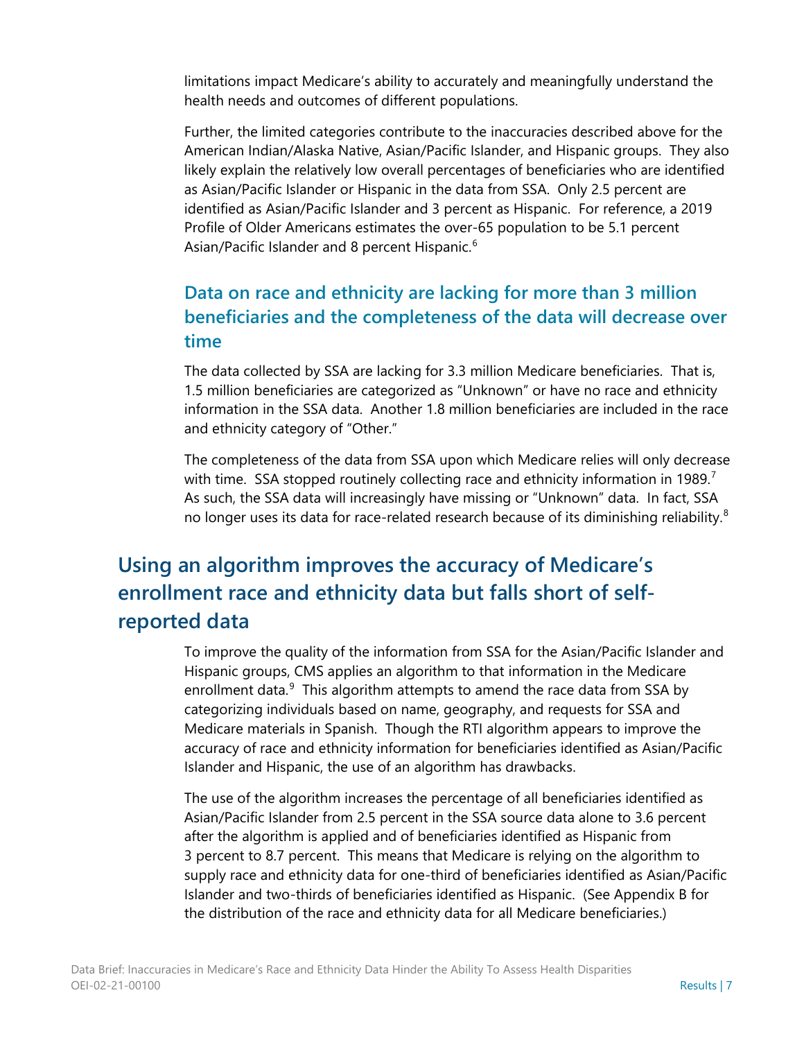limitations impact Medicare's ability to accurately and meaningfully understand the health needs and outcomes of different populations.

Further, the limited categories contribute to the inaccuracies described above for the American Indian/Alaska Native, Asian/Pacific Islander, and Hispanic groups. They also likely explain the relatively low overall percentages of beneficiaries who are identified as Asian/Pacific Islander or Hispanic in the data from SSA. Only 2.5 percent are identified as Asian/Pacific Islander and 3 percent as Hispanic. For reference, a 2019 Profile of Older Americans estimates the over-65 population to be 5.1 percent Asian/Pacific Islander and 8 percent Hispanic.[6]

### Data on race and ethnicity are lacking for more than 3 million beneficiaries and the completeness of the data will decrease over time

The data collected by SSA are lacking for 3.3 million Medicare beneficiaries. That is, 1.5 million beneficiaries are categorized as "Unknown" or have no race and ethnicity information in the SSA data. Another 1.8 million beneficiaries are included in the race and ethnicity category of "Other."

The completeness of the data from SSA upon which Medicare relies will only decrease with time. SSA stopped routinely collecting race and ethnicity information in 1989.[7] As such, the SSA data will increasingly have missing or "Unknown" data. In fact, SSA no longer uses its data for race-related research because of its diminishing reliability.[8]

## Using an algorithm improves the accuracy of Medicare's enrollment race and ethnicity data but falls short of self-reported data

To improve the quality of the information from SSA for the Asian/Pacific Islander and Hispanic groups, CMS applies an algorithm to that information in the Medicare enrollment data.[9] This algorithm attempts to amend the race data from SSA by categorizing individuals based on name, geography, and requests for SSA and Medicare materials in Spanish. Though the RTI algorithm appears to improve the accuracy of race and ethnicity information for beneficiaries identified as Asian/Pacific Islander and Hispanic, the use of an algorithm has drawbacks.

The use of the algorithm increases the percentage of all beneficiaries identified as Asian/Pacific Islander from 2.5 percent in the SSA source data alone to 3.6 percent after the algorithm is applied and of beneficiaries identified as Hispanic from 3 percent to 8.7 percent. This means that Medicare is relying on the algorithm to supply race and ethnicity data for one-third of beneficiaries identified as Asian/Pacific Islander and two-thirds of beneficiaries identified as Hispanic. (See Appendix B for the distribution of the race and ethnicity data for all Medicare beneficiaries.)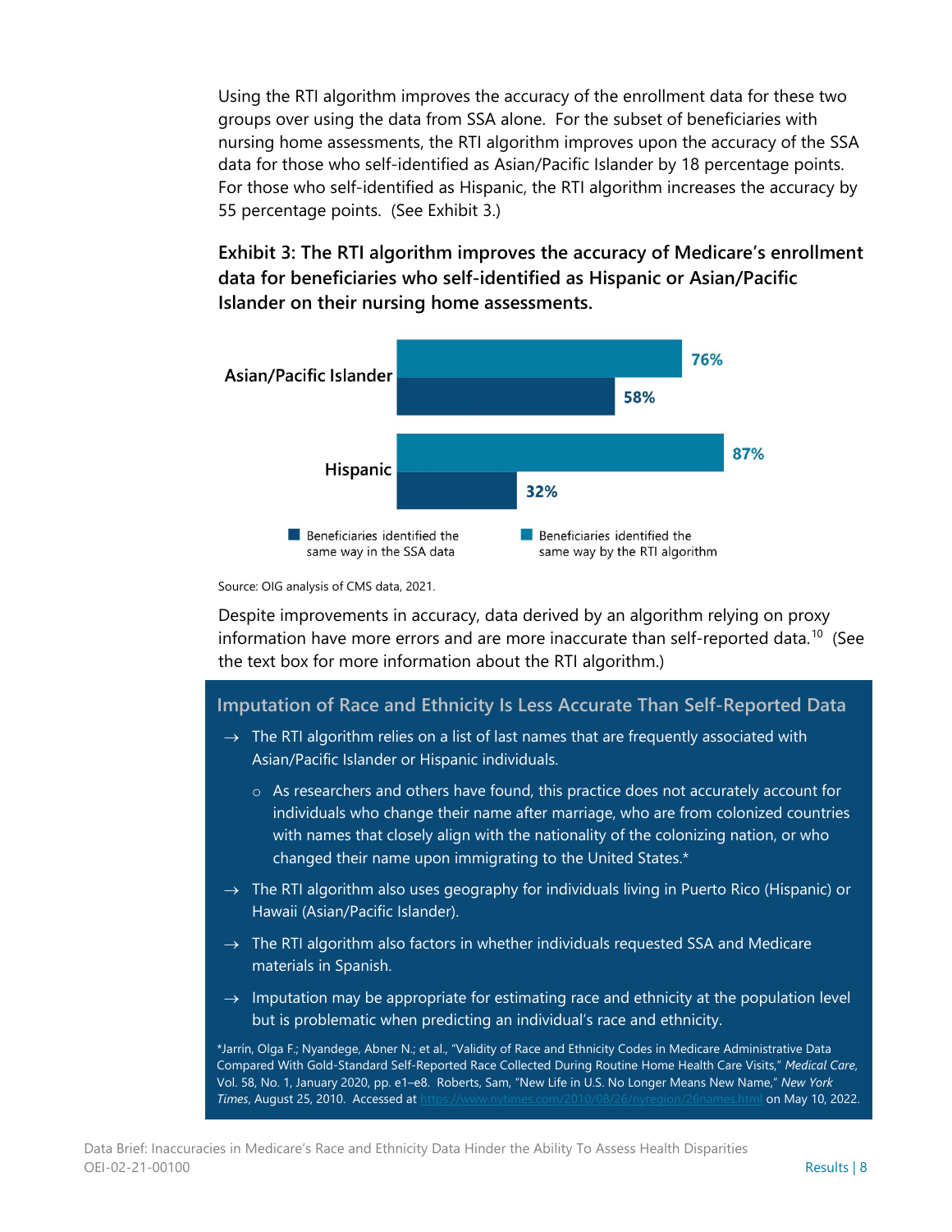Using the RTI algorithm improves the accuracy of the enrollment data for these two groups over using the data from SSA alone. For the subset of beneficiaries with nursing home assessments, the RTI algorithm improves upon the accuracy of the SSA data for those who self-identified as Asian/Pacific Islander by 18 percentage points. For those who self-identified as Hispanic, the RTI algorithm increases the accuracy by 55 percentage points. (See Exhibit 3.)

**Exhibit 3: The RTI algorithm improves the accuracy of Medicare's enrollment data for beneficiaries who self-identified as Hispanic or Asian/Pacific Islander on their nursing home assessments.**

| | Beneficiaries identified the same way by the RTI algorithm | Beneficiaries identified the same way in the SSA data |
| --- | --- | --- |
| Asian/Pacific Islander | 76% | 58% |
| Hispanic | 87% | 32% |

Source: OIG analysis of CMS data, 2021.

Despite improvements in accuracy, data derived by an algorithm relying on proxy information have more errors and are more inaccurate than self-reported data.[10] (See the text box for more information about the RTI algorithm.)

### Imputation of Race and Ethnicity Is Less Accurate Than Self-Reported Data

- → The RTI algorithm relies on a list of last names that are frequently associated with Asian/Pacific Islander or Hispanic individuals.
  - o As researchers and others have found, this practice does not accurately account for individuals who change their name after marriage, who are from colonized countries with names that closely align with the nationality of the colonizing nation, or who changed their name upon immigrating to the United States.*
- → The RTI algorithm also uses geography for individuals living in Puerto Rico (Hispanic) or Hawaii (Asian/Pacific Islander).
- → The RTI algorithm also factors in whether individuals requested SSA and Medicare materials in Spanish.
- → Imputation may be appropriate for estimating race and ethnicity at the population level but is problematic when predicting an individual's race and ethnicity.

*Jarrín, Olga F.; Nyandege, Abner N.; et al., "Validity of Race and Ethnicity Codes in Medicare Administrative Data Compared With Gold-Standard Self-Reported Race Collected During Routine Home Health Care Visits," *Medical Care*, Vol. 58, No. 1, January 2020, pp. e1–e8. Roberts, Sam, "New Life in U.S. No Longer Means New Name," *New York Times*, August 25, 2010. Accessed at https://www.nytimes.com/2010/08/26/nyregion/26names.html on May 10, 2022.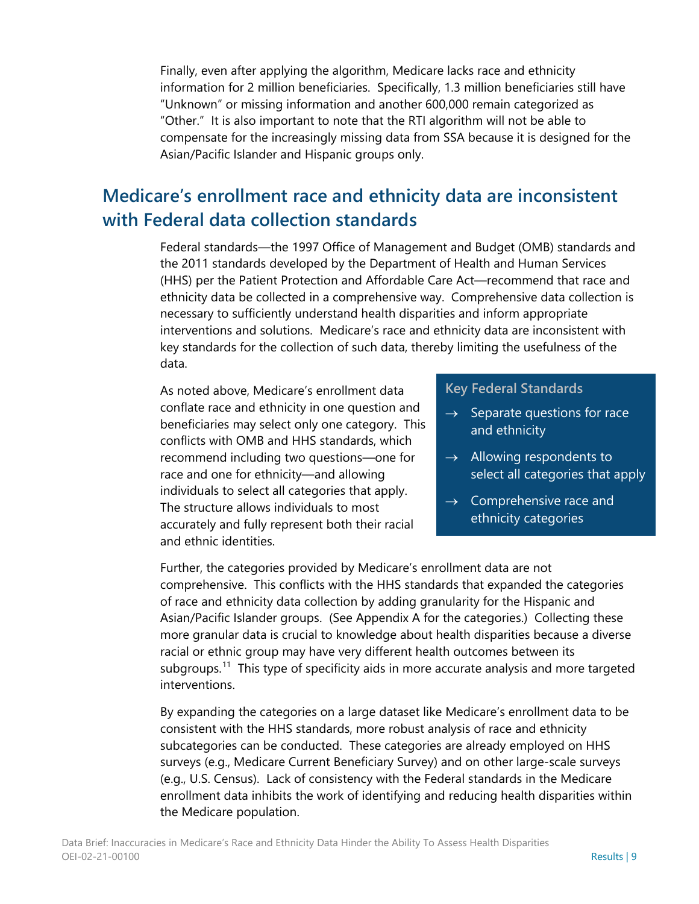Finally, even after applying the algorithm, Medicare lacks race and ethnicity information for 2 million beneficiaries. Specifically, 1.3 million beneficiaries still have "Unknown" or missing information and another 600,000 remain categorized as "Other." It is also important to note that the RTI algorithm will not be able to compensate for the increasingly missing data from SSA because it is designed for the Asian/Pacific Islander and Hispanic groups only.

## Medicare's enrollment race and ethnicity data are inconsistent with Federal data collection standards

Federal standards—the 1997 Office of Management and Budget (OMB) standards and the 2011 standards developed by the Department of Health and Human Services (HHS) per the Patient Protection and Affordable Care Act—recommend that race and ethnicity data be collected in a comprehensive way. Comprehensive data collection is necessary to sufficiently understand health disparities and inform appropriate interventions and solutions. Medicare's race and ethnicity data are inconsistent with key standards for the collection of such data, thereby limiting the usefulness of the data.

As noted above, Medicare's enrollment data conflate race and ethnicity in one question and beneficiaries may select only one category. This conflicts with OMB and HHS standards, which recommend including two questions—one for race and one for ethnicity—and allowing individuals to select all categories that apply. The structure allows individuals to most accurately and fully represent both their racial and ethnic identities.

**Key Federal Standards**

- → Separate questions for race and ethnicity
- → Allowing respondents to select all categories that apply
- → Comprehensive race and ethnicity categories

Further, the categories provided by Medicare's enrollment data are not comprehensive. This conflicts with the HHS standards that expanded the categories of race and ethnicity data collection by adding granularity for the Hispanic and Asian/Pacific Islander groups. (See Appendix A for the categories.) Collecting these more granular data is crucial to knowledge about health disparities because a diverse racial or ethnic group may have very different health outcomes between its subgroups.[11] This type of specificity aids in more accurate analysis and more targeted interventions.

By expanding the categories on a large dataset like Medicare's enrollment data to be consistent with the HHS standards, more robust analysis of race and ethnicity subcategories can be conducted. These categories are already employed on HHS surveys (e.g., Medicare Current Beneficiary Survey) and on other large-scale surveys (e.g., U.S. Census). Lack of consistency with the Federal standards in the Medicare enrollment data inhibits the work of identifying and reducing health disparities within the Medicare population.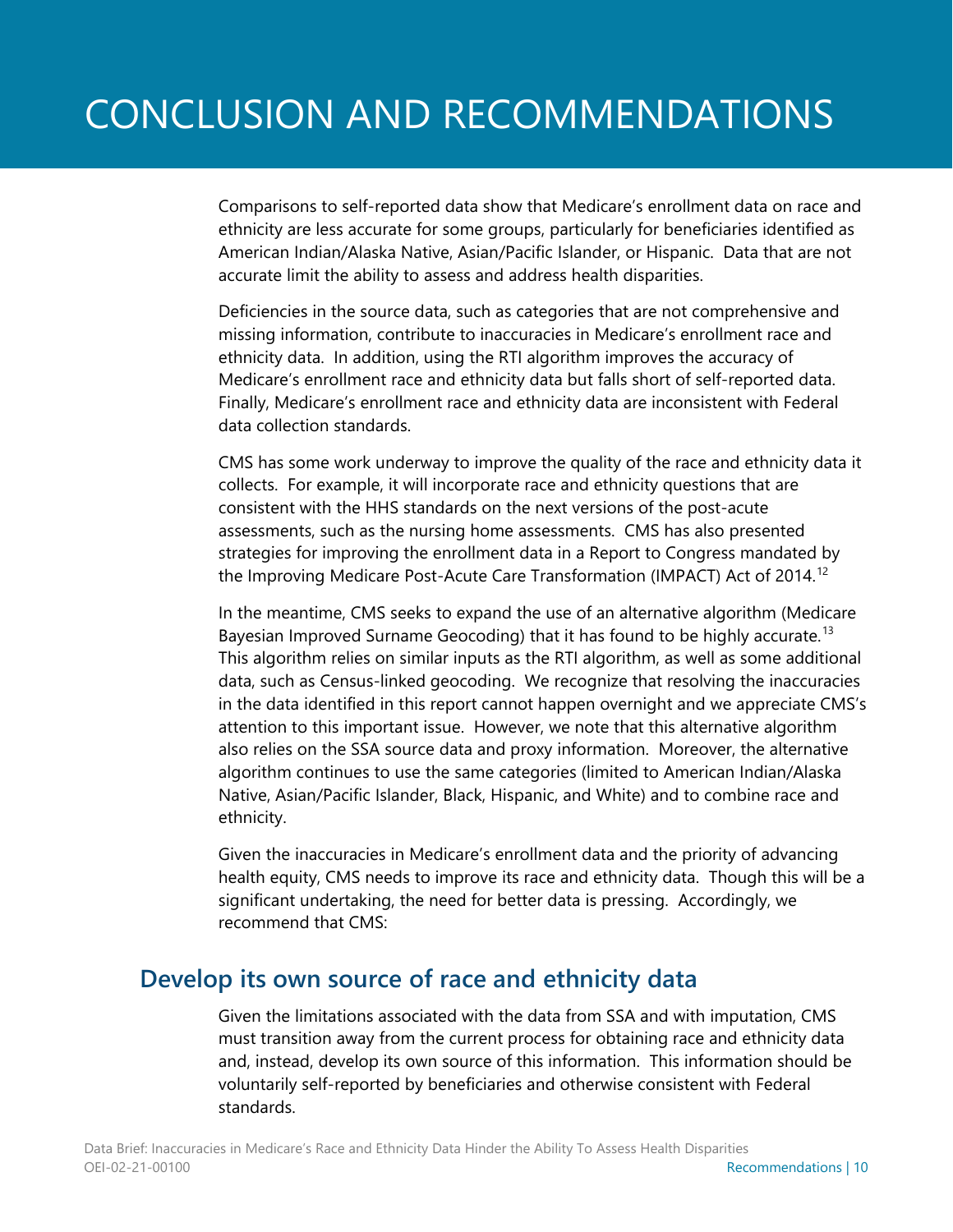# CONCLUSION AND RECOMMENDATIONS

Comparisons to self-reported data show that Medicare's enrollment data on race and ethnicity are less accurate for some groups, particularly for beneficiaries identified as American Indian/Alaska Native, Asian/Pacific Islander, or Hispanic. Data that are not accurate limit the ability to assess and address health disparities.

Deficiencies in the source data, such as categories that are not comprehensive and missing information, contribute to inaccuracies in Medicare's enrollment race and ethnicity data. In addition, using the RTI algorithm improves the accuracy of Medicare's enrollment race and ethnicity data but falls short of self-reported data. Finally, Medicare's enrollment race and ethnicity data are inconsistent with Federal data collection standards.

CMS has some work underway to improve the quality of the race and ethnicity data it collects. For example, it will incorporate race and ethnicity questions that are consistent with the HHS standards on the next versions of the post-acute assessments, such as the nursing home assessments. CMS has also presented strategies for improving the enrollment data in a Report to Congress mandated by the Improving Medicare Post-Acute Care Transformation (IMPACT) Act of 2014.[12]

In the meantime, CMS seeks to expand the use of an alternative algorithm (Medicare Bayesian Improved Surname Geocoding) that it has found to be highly accurate.[13] This algorithm relies on similar inputs as the RTI algorithm, as well as some additional data, such as Census-linked geocoding. We recognize that resolving the inaccuracies in the data identified in this report cannot happen overnight and we appreciate CMS's attention to this important issue. However, we note that this alternative algorithm also relies on the SSA source data and proxy information. Moreover, the alternative algorithm continues to use the same categories (limited to American Indian/Alaska Native, Asian/Pacific Islander, Black, Hispanic, and White) and to combine race and ethnicity.

Given the inaccuracies in Medicare's enrollment data and the priority of advancing health equity, CMS needs to improve its race and ethnicity data. Though this will be a significant undertaking, the need for better data is pressing. Accordingly, we recommend that CMS:

## Develop its own source of race and ethnicity data

Given the limitations associated with the data from SSA and with imputation, CMS must transition away from the current process for obtaining race and ethnicity data and, instead, develop its own source of this information. This information should be voluntarily self-reported by beneficiaries and otherwise consistent with Federal standards.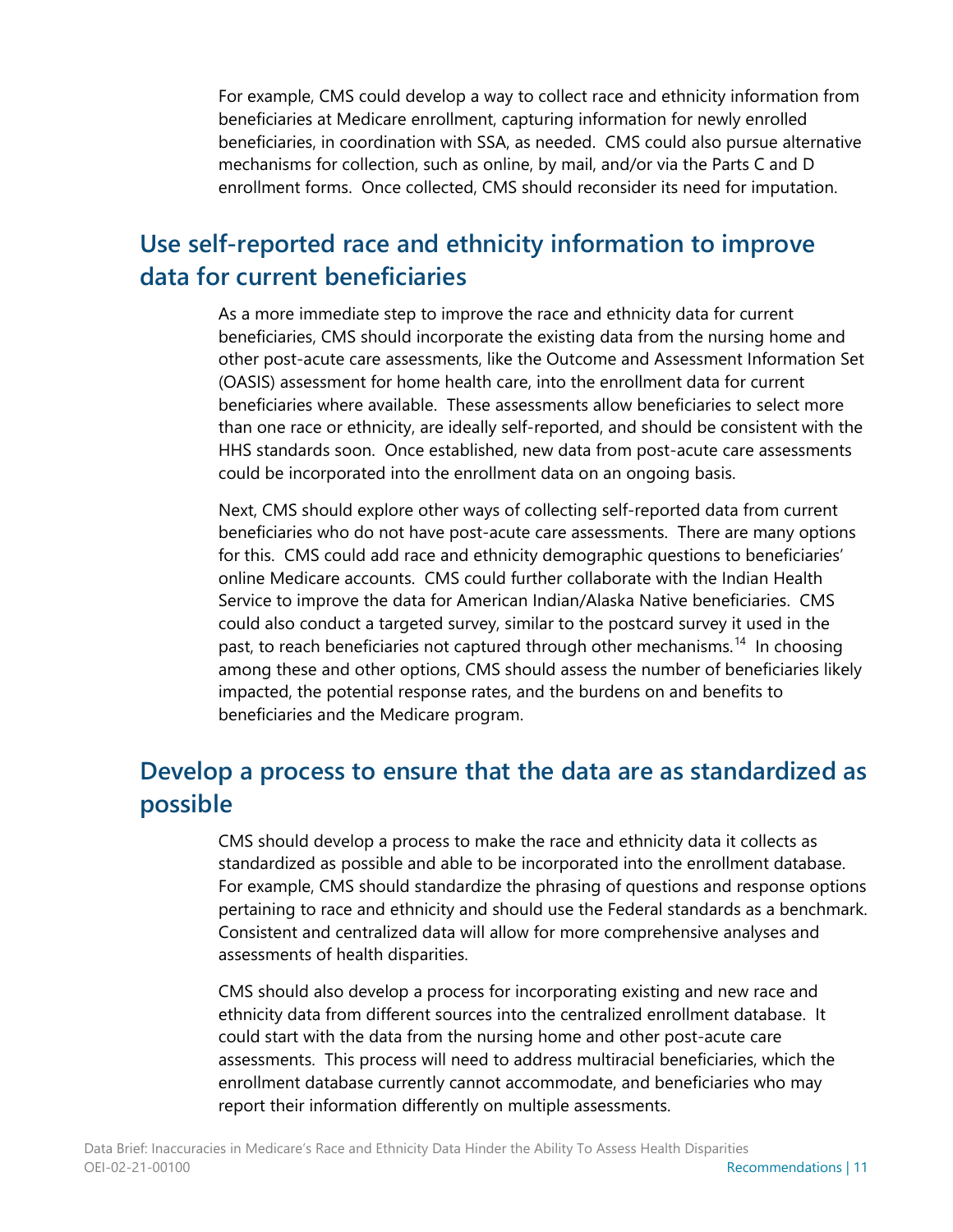For example, CMS could develop a way to collect race and ethnicity information from beneficiaries at Medicare enrollment, capturing information for newly enrolled beneficiaries, in coordination with SSA, as needed. CMS could also pursue alternative mechanisms for collection, such as online, by mail, and/or via the Parts C and D enrollment forms. Once collected, CMS should reconsider its need for imputation.

## Use self-reported race and ethnicity information to improve data for current beneficiaries

As a more immediate step to improve the race and ethnicity data for current beneficiaries, CMS should incorporate the existing data from the nursing home and other post-acute care assessments, like the Outcome and Assessment Information Set (OASIS) assessment for home health care, into the enrollment data for current beneficiaries where available. These assessments allow beneficiaries to select more than one race or ethnicity, are ideally self-reported, and should be consistent with the HHS standards soon. Once established, new data from post-acute care assessments could be incorporated into the enrollment data on an ongoing basis.

Next, CMS should explore other ways of collecting self-reported data from current beneficiaries who do not have post-acute care assessments. There are many options for this. CMS could add race and ethnicity demographic questions to beneficiaries' online Medicare accounts. CMS could further collaborate with the Indian Health Service to improve the data for American Indian/Alaska Native beneficiaries. CMS could also conduct a targeted survey, similar to the postcard survey it used in the past, to reach beneficiaries not captured through other mechanisms.[14] In choosing among these and other options, CMS should assess the number of beneficiaries likely impacted, the potential response rates, and the burdens on and benefits to beneficiaries and the Medicare program.

## Develop a process to ensure that the data are as standardized as possible

CMS should develop a process to make the race and ethnicity data it collects as standardized as possible and able to be incorporated into the enrollment database. For example, CMS should standardize the phrasing of questions and response options pertaining to race and ethnicity and should use the Federal standards as a benchmark. Consistent and centralized data will allow for more comprehensive analyses and assessments of health disparities.

CMS should also develop a process for incorporating existing and new race and ethnicity data from different sources into the centralized enrollment database. It could start with the data from the nursing home and other post-acute care assessments. This process will need to address multiracial beneficiaries, which the enrollment database currently cannot accommodate, and beneficiaries who may report their information differently on multiple assessments.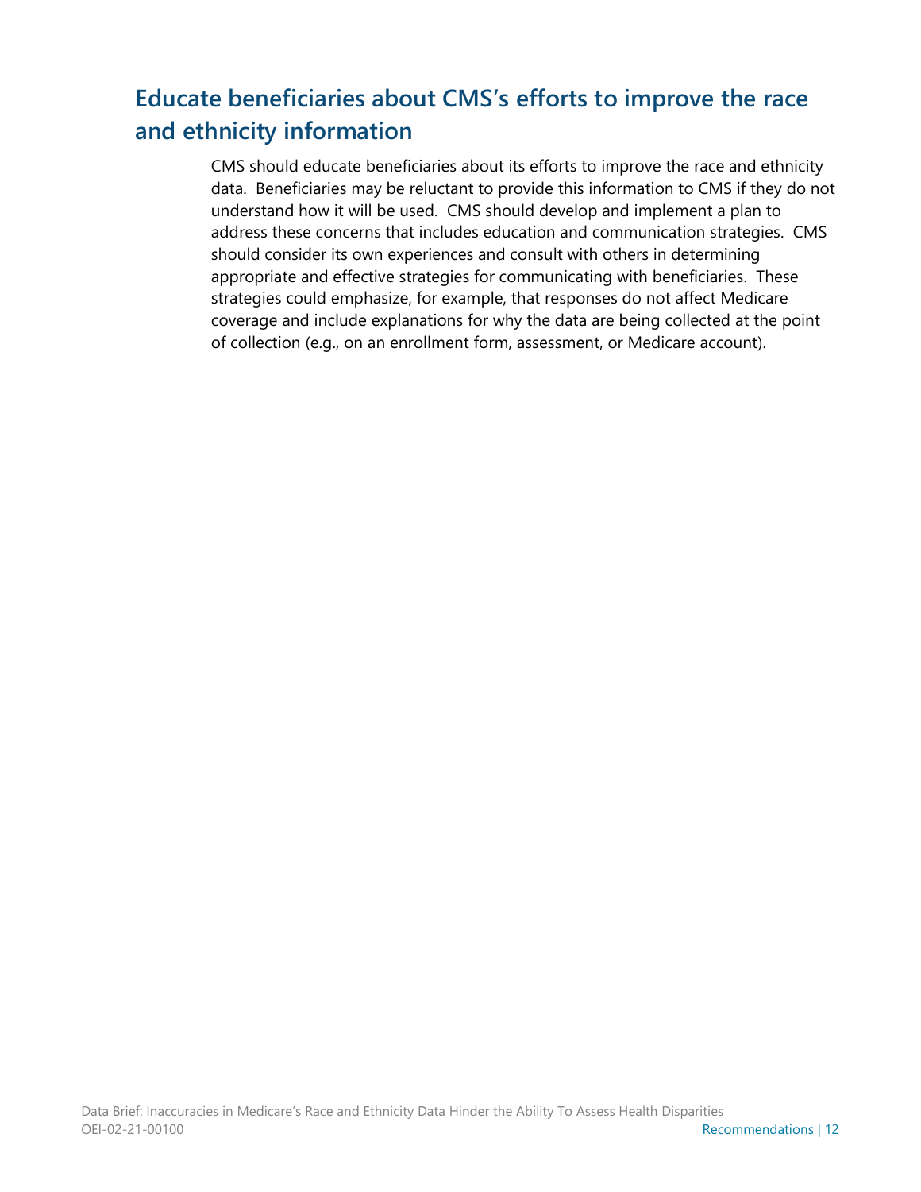## Educate beneficiaries about CMS's efforts to improve the race and ethnicity information

CMS should educate beneficiaries about its efforts to improve the race and ethnicity data. Beneficiaries may be reluctant to provide this information to CMS if they do not understand how it will be used. CMS should develop and implement a plan to address these concerns that includes education and communication strategies. CMS should consider its own experiences and consult with others in determining appropriate and effective strategies for communicating with beneficiaries. These strategies could emphasize, for example, that responses do not affect Medicare coverage and include explanations for why the data are being collected at the point of collection (e.g., on an enrollment form, assessment, or Medicare account).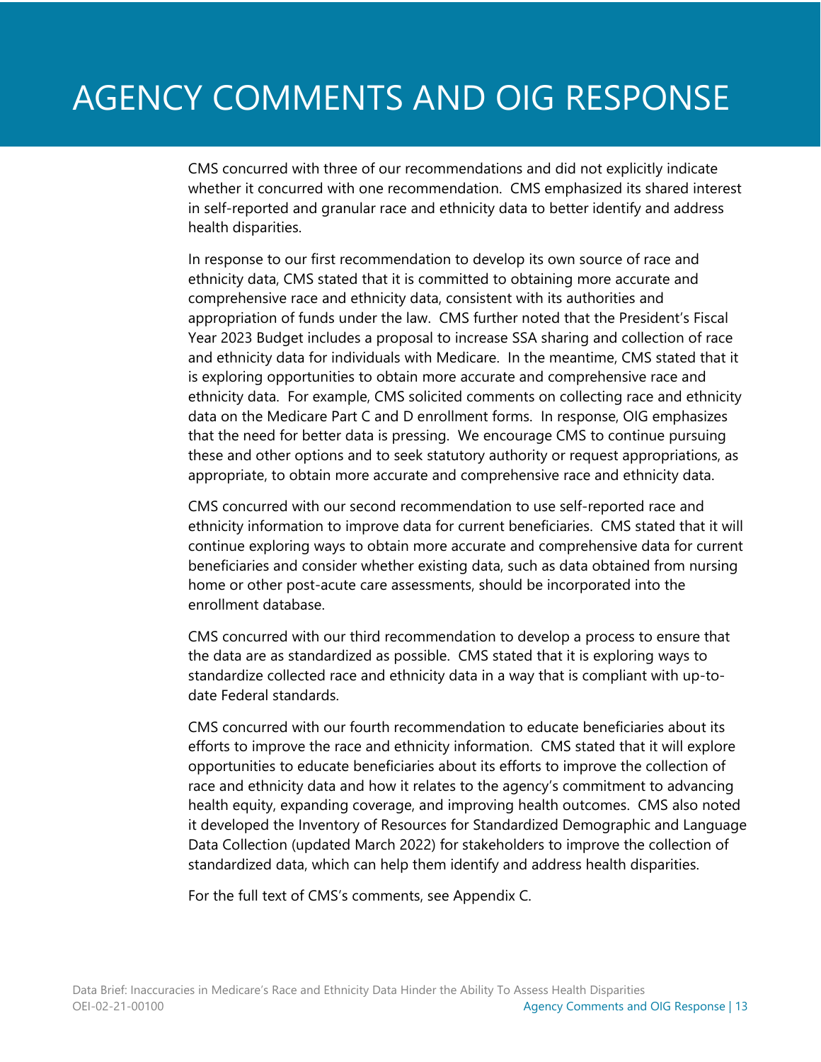# AGENCY COMMENTS AND OIG RESPONSE

CMS concurred with three of our recommendations and did not explicitly indicate whether it concurred with one recommendation. CMS emphasized its shared interest in self-reported and granular race and ethnicity data to better identify and address health disparities.

In response to our first recommendation to develop its own source of race and ethnicity data, CMS stated that it is committed to obtaining more accurate and comprehensive race and ethnicity data, consistent with its authorities and appropriation of funds under the law. CMS further noted that the President's Fiscal Year 2023 Budget includes a proposal to increase SSA sharing and collection of race and ethnicity data for individuals with Medicare. In the meantime, CMS stated that it is exploring opportunities to obtain more accurate and comprehensive race and ethnicity data. For example, CMS solicited comments on collecting race and ethnicity data on the Medicare Part C and D enrollment forms. In response, OIG emphasizes that the need for better data is pressing. We encourage CMS to continue pursuing these and other options and to seek statutory authority or request appropriations, as appropriate, to obtain more accurate and comprehensive race and ethnicity data.

CMS concurred with our second recommendation to use self-reported race and ethnicity information to improve data for current beneficiaries. CMS stated that it will continue exploring ways to obtain more accurate and comprehensive data for current beneficiaries and consider whether existing data, such as data obtained from nursing home or other post-acute care assessments, should be incorporated into the enrollment database.

CMS concurred with our third recommendation to develop a process to ensure that the data are as standardized as possible. CMS stated that it is exploring ways to standardize collected race and ethnicity data in a way that is compliant with up-to-date Federal standards.

CMS concurred with our fourth recommendation to educate beneficiaries about its efforts to improve the race and ethnicity information. CMS stated that it will explore opportunities to educate beneficiaries about its efforts to improve the collection of race and ethnicity data and how it relates to the agency's commitment to advancing health equity, expanding coverage, and improving health outcomes. CMS also noted it developed the Inventory of Resources for Standardized Demographic and Language Data Collection (updated March 2022) for stakeholders to improve the collection of standardized data, which can help them identify and address health disparities.

For the full text of CMS's comments, see Appendix C.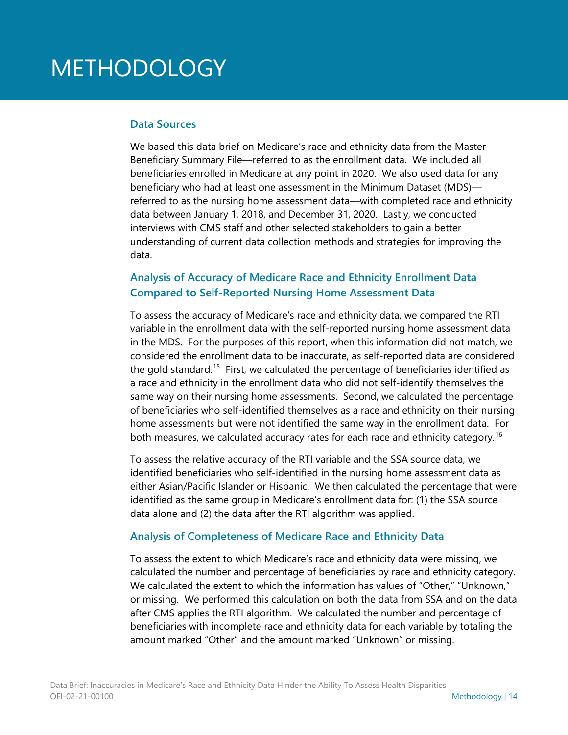# METHODOLOGY

## Data Sources

We based this data brief on Medicare's race and ethnicity data from the Master Beneficiary Summary File—referred to as the enrollment data. We included all beneficiaries enrolled in Medicare at any point in 2020. We also used data for any beneficiary who had at least one assessment in the Minimum Dataset (MDS)—referred to as the nursing home assessment data—with completed race and ethnicity data between January 1, 2018, and December 31, 2020. Lastly, we conducted interviews with CMS staff and other selected stakeholders to gain a better understanding of current data collection methods and strategies for improving the data.

## Analysis of Accuracy of Medicare Race and Ethnicity Enrollment Data Compared to Self-Reported Nursing Home Assessment Data

To assess the accuracy of Medicare's race and ethnicity data, we compared the RTI variable in the enrollment data with the self-reported nursing home assessment data in the MDS. For the purposes of this report, when this information did not match, we considered the enrollment data to be inaccurate, as self-reported data are considered the gold standard.[15] First, we calculated the percentage of beneficiaries identified as a race and ethnicity in the enrollment data who did not self-identify themselves the same way on their nursing home assessments. Second, we calculated the percentage of beneficiaries who self-identified themselves as a race and ethnicity on their nursing home assessments but were not identified the same way in the enrollment data. For both measures, we calculated accuracy rates for each race and ethnicity category.[16]

To assess the relative accuracy of the RTI variable and the SSA source data, we identified beneficiaries who self-identified in the nursing home assessment data as either Asian/Pacific Islander or Hispanic. We then calculated the percentage that were identified as the same group in Medicare's enrollment data for: (1) the SSA source data alone and (2) the data after the RTI algorithm was applied.

## Analysis of Completeness of Medicare Race and Ethnicity Data

To assess the extent to which Medicare's race and ethnicity data were missing, we calculated the number and percentage of beneficiaries by race and ethnicity category. We calculated the extent to which the information has values of "Other," "Unknown," or missing. We performed this calculation on both the data from SSA and on the data after CMS applies the RTI algorithm. We calculated the number and percentage of beneficiaries with incomplete race and ethnicity data for each variable by totaling the amount marked "Other" and the amount marked "Unknown" or missing.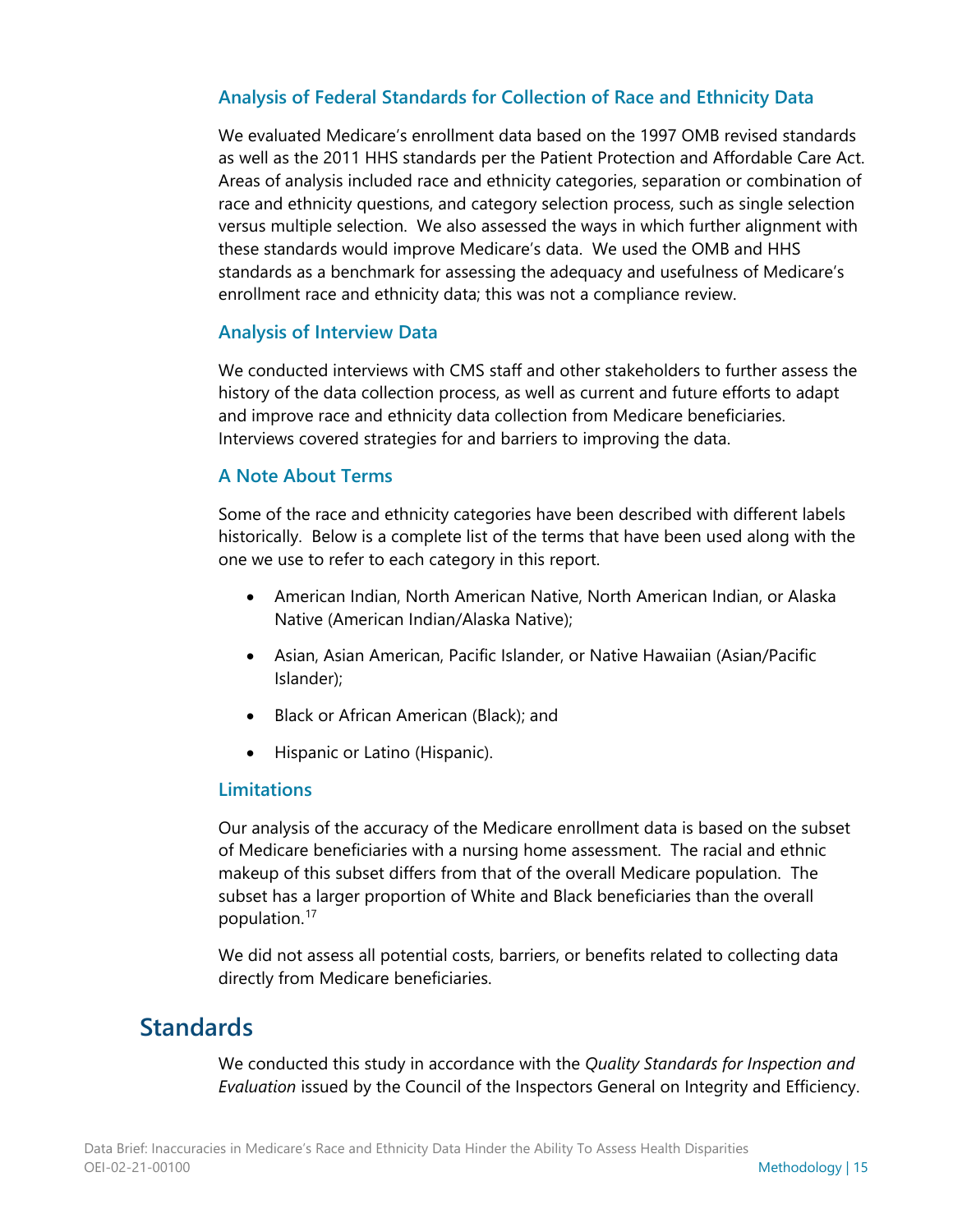### Analysis of Federal Standards for Collection of Race and Ethnicity Data

We evaluated Medicare's enrollment data based on the 1997 OMB revised standards as well as the 2011 HHS standards per the Patient Protection and Affordable Care Act. Areas of analysis included race and ethnicity categories, separation or combination of race and ethnicity questions, and category selection process, such as single selection versus multiple selection. We also assessed the ways in which further alignment with these standards would improve Medicare's data. We used the OMB and HHS standards as a benchmark for assessing the adequacy and usefulness of Medicare's enrollment race and ethnicity data; this was not a compliance review.

### Analysis of Interview Data

We conducted interviews with CMS staff and other stakeholders to further assess the history of the data collection process, as well as current and future efforts to adapt and improve race and ethnicity data collection from Medicare beneficiaries. Interviews covered strategies for and barriers to improving the data.

### A Note About Terms

Some of the race and ethnicity categories have been described with different labels historically. Below is a complete list of the terms that have been used along with the one we use to refer to each category in this report.

- American Indian, North American Native, North American Indian, or Alaska Native (American Indian/Alaska Native);
- Asian, Asian American, Pacific Islander, or Native Hawaiian (Asian/Pacific Islander);
- Black or African American (Black); and
- Hispanic or Latino (Hispanic).

### Limitations

Our analysis of the accuracy of the Medicare enrollment data is based on the subset of Medicare beneficiaries with a nursing home assessment. The racial and ethnic makeup of this subset differs from that of the overall Medicare population. The subset has a larger proportion of White and Black beneficiaries than the overall population.[17]

We did not assess all potential costs, barriers, or benefits related to collecting data directly from Medicare beneficiaries.

## Standards

We conducted this study in accordance with the *Quality Standards for Inspection and Evaluation* issued by the Council of the Inspectors General on Integrity and Efficiency.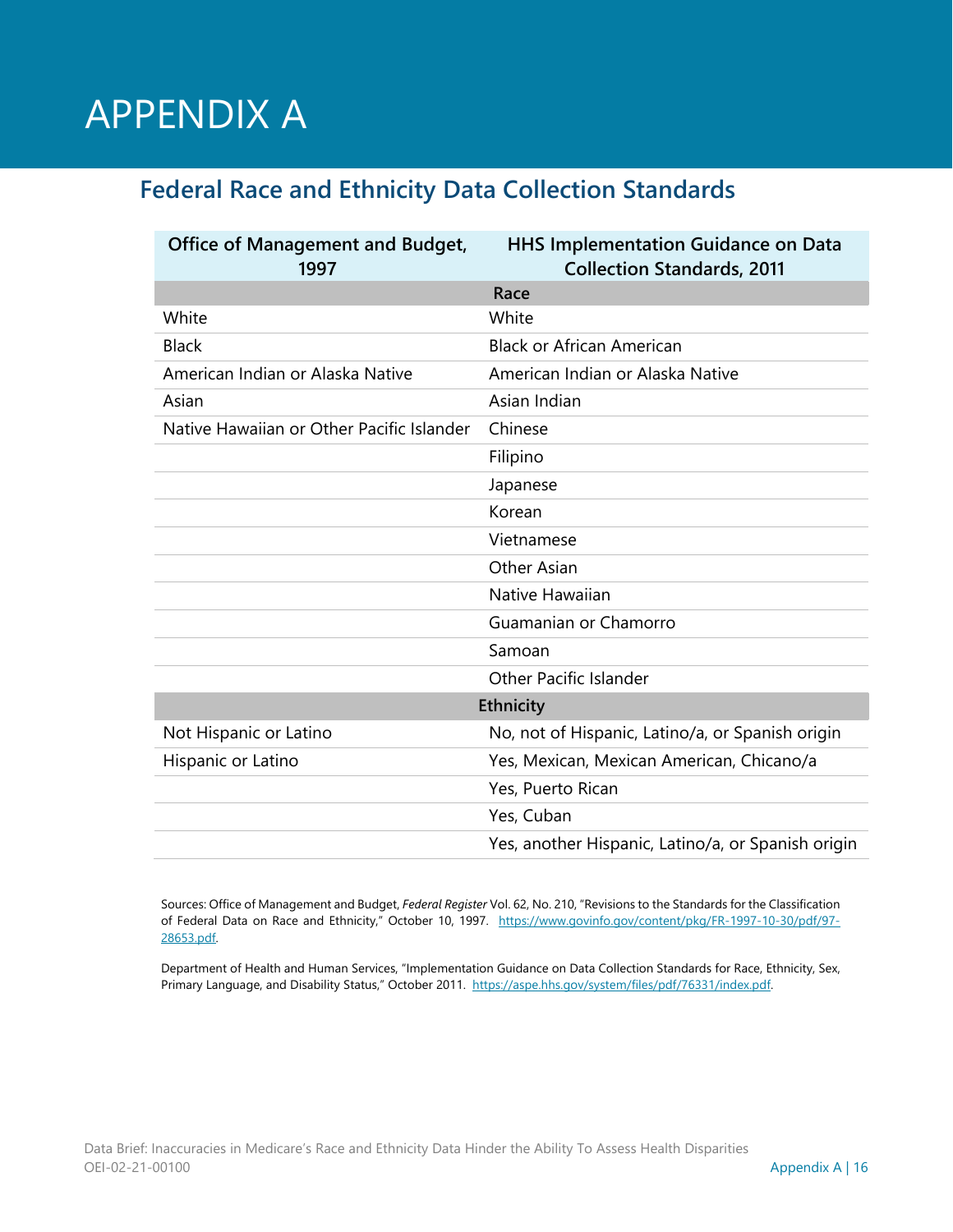# APPENDIX A

## Federal Race and Ethnicity Data Collection Standards

| Office of Management and Budget, 1997 | HHS Implementation Guidance on Data Collection Standards, 2011 |
|---|---|
| **Race** | |
| White | White |
| Black | Black or African American |
| American Indian or Alaska Native | American Indian or Alaska Native |
| Asian | Asian Indian |
| Native Hawaiian or Other Pacific Islander | Chinese |
| | Filipino |
| | Japanese |
| | Korean |
| | Vietnamese |
| | Other Asian |
| | Native Hawaiian |
| | Guamanian or Chamorro |
| | Samoan |
| | Other Pacific Islander |
| **Ethnicity** | |
| Not Hispanic or Latino | No, not of Hispanic, Latino/a, or Spanish origin |
| Hispanic or Latino | Yes, Mexican, Mexican American, Chicano/a |
| | Yes, Puerto Rican |
| | Yes, Cuban |
| | Yes, another Hispanic, Latino/a, or Spanish origin |

Sources: Office of Management and Budget, *Federal Register* Vol. 62, No. 210, "Revisions to the Standards for the Classification of Federal Data on Race and Ethnicity," October 10, 1997. https://www.govinfo.gov/content/pkg/FR-1997-10-30/pdf/97-28653.pdf.

Department of Health and Human Services, "Implementation Guidance on Data Collection Standards for Race, Ethnicity, Sex, Primary Language, and Disability Status," October 2011. https://aspe.hhs.gov/system/files/pdf/76331/index.pdf.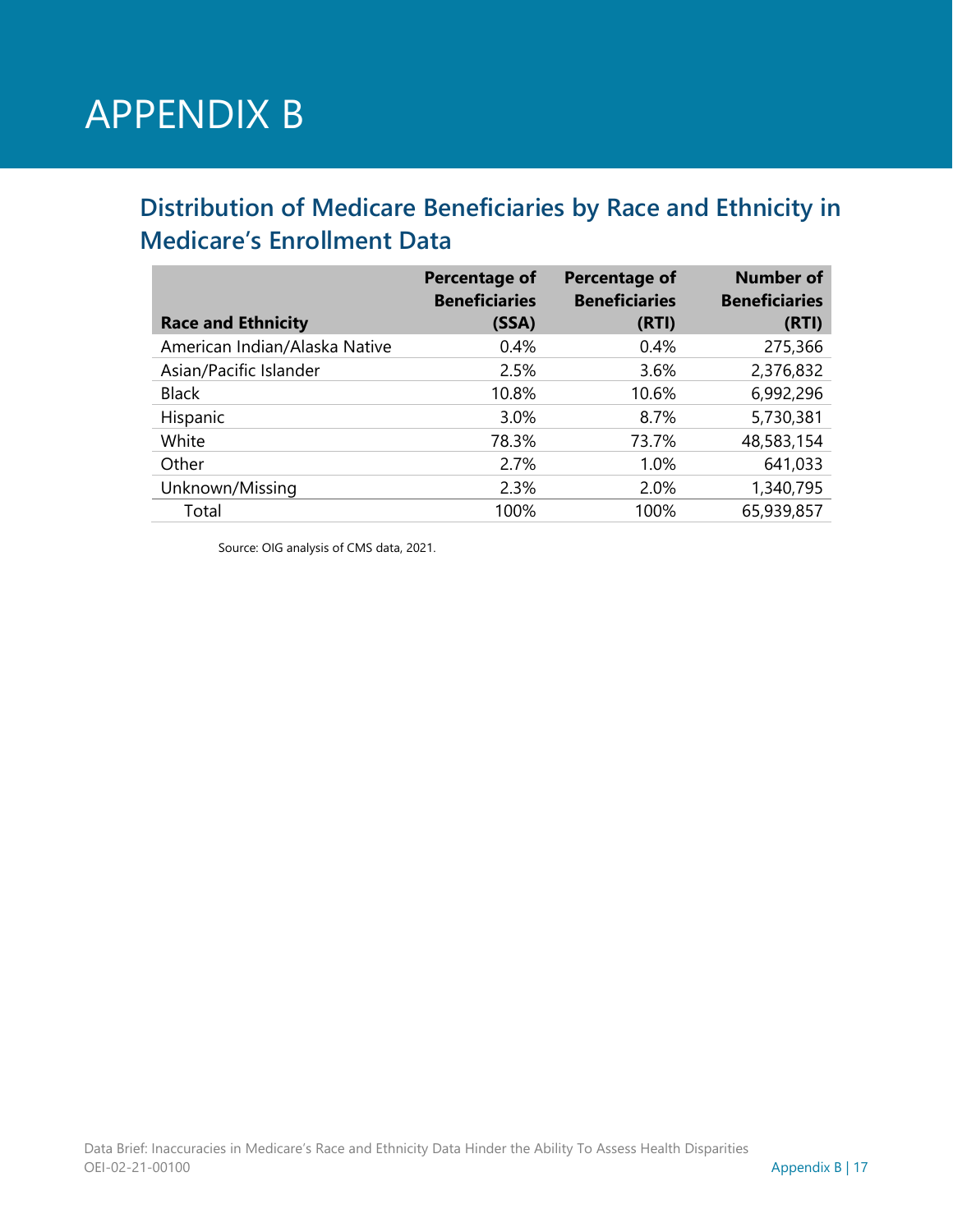# APPENDIX B

## Distribution of Medicare Beneficiaries by Race and Ethnicity in Medicare's Enrollment Data

| Race and Ethnicity | Percentage of Beneficiaries (SSA) | Percentage of Beneficiaries (RTI) | Number of Beneficiaries (RTI) |
|---|---|---|---|
| American Indian/Alaska Native | 0.4% | 0.4% | 275,366 |
| Asian/Pacific Islander | 2.5% | 3.6% | 2,376,832 |
| Black | 10.8% | 10.6% | 6,992,296 |
| Hispanic | 3.0% | 8.7% | 5,730,381 |
| White | 78.3% | 73.7% | 48,583,154 |
| Other | 2.7% | 1.0% | 641,033 |
| Unknown/Missing | 2.3% | 2.0% | 1,340,795 |
| Total | 100% | 100% | 65,939,857 |

Source: OIG analysis of CMS data, 2021.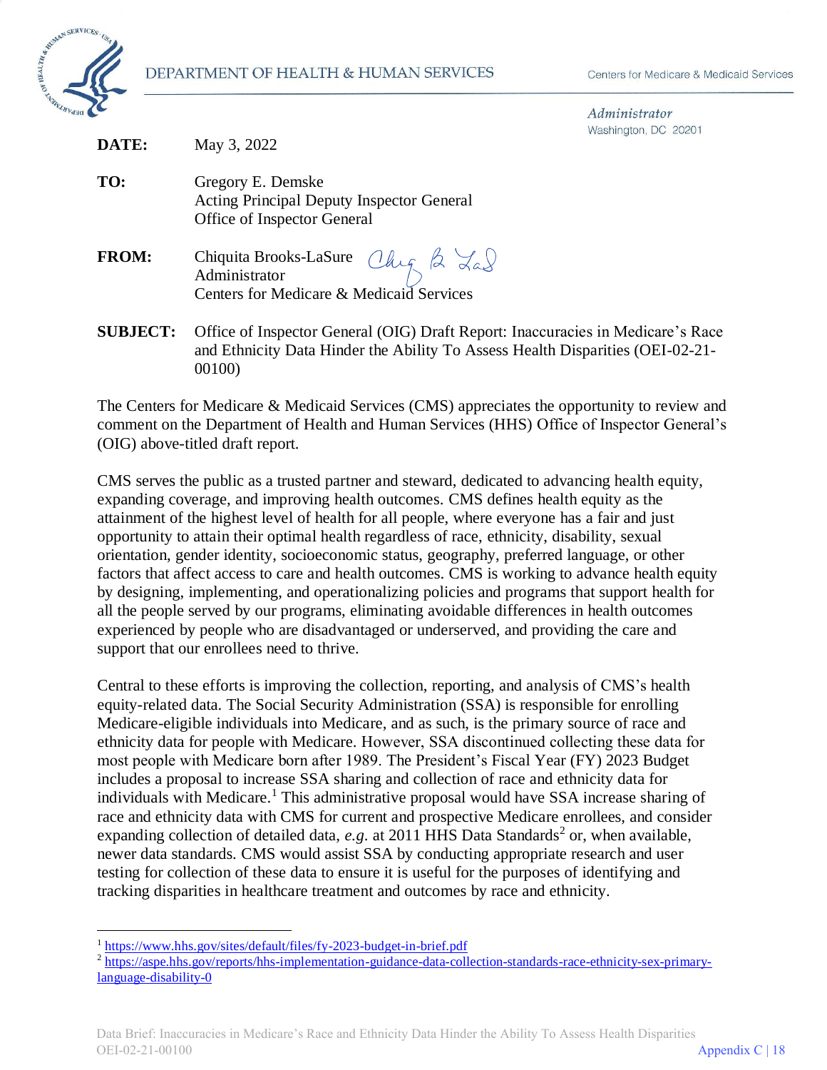DEPARTMENT OF HEALTH & HUMAN SERVICES

Centers for Medicare & Medicaid Services

*Administrator*
Washington, DC 20201

**DATE:** May 3, 2022

**TO:** Gregory E. Demske
Acting Principal Deputy Inspector General
Office of Inspector General

**FROM:** Chiquita Brooks-LaSure
Administrator
Centers for Medicare & Medicaid Services

**SUBJECT:** Office of Inspector General (OIG) Draft Report: Inaccuracies in Medicare's Race and Ethnicity Data Hinder the Ability To Assess Health Disparities (OEI-02-21-00100)

The Centers for Medicare & Medicaid Services (CMS) appreciates the opportunity to review and comment on the Department of Health and Human Services (HHS) Office of Inspector General's (OIG) above-titled draft report.

CMS serves the public as a trusted partner and steward, dedicated to advancing health equity, expanding coverage, and improving health outcomes. CMS defines health equity as the attainment of the highest level of health for all people, where everyone has a fair and just opportunity to attain their optimal health regardless of race, ethnicity, disability, sexual orientation, gender identity, socioeconomic status, geography, preferred language, or other factors that affect access to care and health outcomes. CMS is working to advance health equity by designing, implementing, and operationalizing policies and programs that support health for all the people served by our programs, eliminating avoidable differences in health outcomes experienced by people who are disadvantaged or underserved, and providing the care and support that our enrollees need to thrive.

Central to these efforts is improving the collection, reporting, and analysis of CMS's health equity-related data. The Social Security Administration (SSA) is responsible for enrolling Medicare-eligible individuals into Medicare, and as such, is the primary source of race and ethnicity data for people with Medicare. However, SSA discontinued collecting these data for most people with Medicare born after 1989. The President's Fiscal Year (FY) 2023 Budget includes a proposal to increase SSA sharing and collection of race and ethnicity data for individuals with Medicare.[1] This administrative proposal would have SSA increase sharing of race and ethnicity data with CMS for current and prospective Medicare enrollees, and consider expanding collection of detailed data, *e.g.* at 2011 HHS Data Standards[2] or, when available, newer data standards. CMS would assist SSA by conducting appropriate research and user testing for collection of these data to ensure it is useful for the purposes of identifying and tracking disparities in healthcare treatment and outcomes by race and ethnicity.

---

[1] https://www.hhs.gov/sites/default/files/fy-2023-budget-in-brief.pdf

[2] https://aspe.hhs.gov/reports/hhs-implementation-guidance-data-collection-standards-race-ethnicity-sex-primary-language-disability-0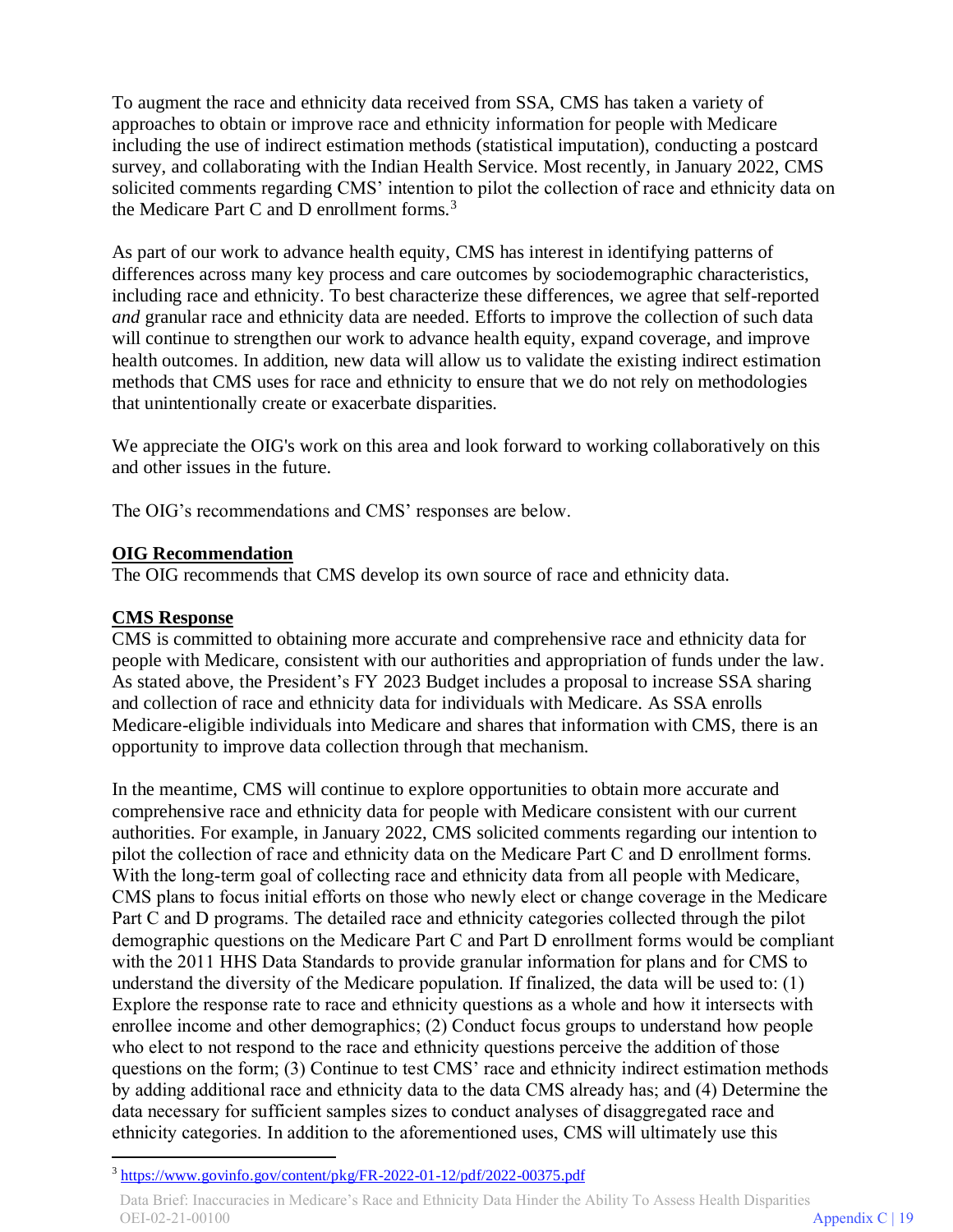To augment the race and ethnicity data received from SSA, CMS has taken a variety of approaches to obtain or improve race and ethnicity information for people with Medicare including the use of indirect estimation methods (statistical imputation), conducting a postcard survey, and collaborating with the Indian Health Service. Most recently, in January 2022, CMS solicited comments regarding CMS' intention to pilot the collection of race and ethnicity data on the Medicare Part C and D enrollment forms.[3]

As part of our work to advance health equity, CMS has interest in identifying patterns of differences across many key process and care outcomes by sociodemographic characteristics, including race and ethnicity. To best characterize these differences, we agree that self-reported *and* granular race and ethnicity data are needed. Efforts to improve the collection of such data will continue to strengthen our work to advance health equity, expand coverage, and improve health outcomes. In addition, new data will allow us to validate the existing indirect estimation methods that CMS uses for race and ethnicity to ensure that we do not rely on methodologies that unintentionally create or exacerbate disparities.

We appreciate the OIG's work on this area and look forward to working collaboratively on this and other issues in the future.

The OIG's recommendations and CMS' responses are below.

**<u>OIG Recommendation</u>**
The OIG recommends that CMS develop its own source of race and ethnicity data.

**<u>CMS Response</u>**
CMS is committed to obtaining more accurate and comprehensive race and ethnicity data for people with Medicare, consistent with our authorities and appropriation of funds under the law. As stated above, the President's FY 2023 Budget includes a proposal to increase SSA sharing and collection of race and ethnicity data for individuals with Medicare. As SSA enrolls Medicare-eligible individuals into Medicare and shares that information with CMS, there is an opportunity to improve data collection through that mechanism.

In the meantime, CMS will continue to explore opportunities to obtain more accurate and comprehensive race and ethnicity data for people with Medicare consistent with our current authorities. For example, in January 2022, CMS solicited comments regarding our intention to pilot the collection of race and ethnicity data on the Medicare Part C and D enrollment forms. With the long-term goal of collecting race and ethnicity data from all people with Medicare, CMS plans to focus initial efforts on those who newly elect or change coverage in the Medicare Part C and D programs. The detailed race and ethnicity categories collected through the pilot demographic questions on the Medicare Part C and Part D enrollment forms would be compliant with the 2011 HHS Data Standards to provide granular information for plans and for CMS to understand the diversity of the Medicare population. If finalized, the data will be used to: (1) Explore the response rate to race and ethnicity questions as a whole and how it intersects with enrollee income and other demographics; (2) Conduct focus groups to understand how people who elect to not respond to the race and ethnicity questions perceive the addition of those questions on the form; (3) Continue to test CMS' race and ethnicity indirect estimation methods by adding additional race and ethnicity data to the data CMS already has; and (4) Determine the data necessary for sufficient samples sizes to conduct analyses of disaggregated race and ethnicity categories. In addition to the aforementioned uses, CMS will ultimately use this

[3] https://www.govinfo.gov/content/pkg/FR-2022-01-12/pdf/2022-00375.pdf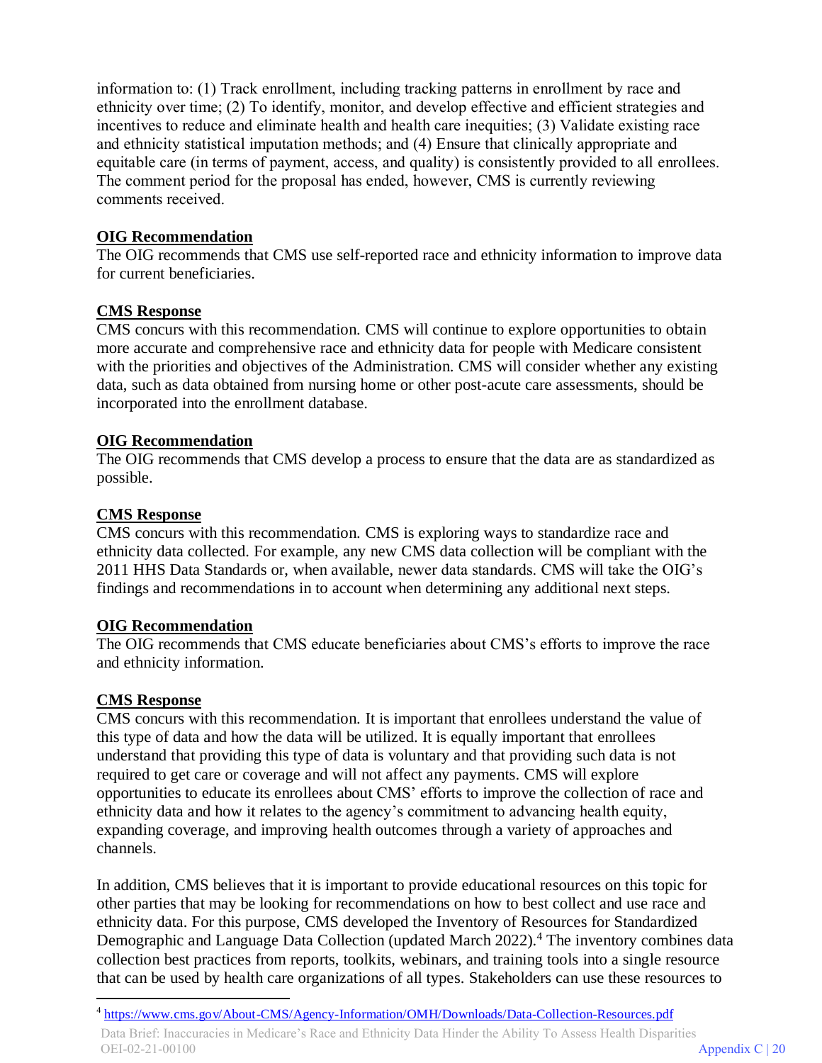information to: (1) Track enrollment, including tracking patterns in enrollment by race and ethnicity over time; (2) To identify, monitor, and develop effective and efficient strategies and incentives to reduce and eliminate health and health care inequities; (3) Validate existing race and ethnicity statistical imputation methods; and (4) Ensure that clinically appropriate and equitable care (in terms of payment, access, and quality) is consistently provided to all enrollees. The comment period for the proposal has ended, however, CMS is currently reviewing comments received.

**OIG Recommendation**
The OIG recommends that CMS use self-reported race and ethnicity information to improve data for current beneficiaries.

**CMS Response**
CMS concurs with this recommendation. CMS will continue to explore opportunities to obtain more accurate and comprehensive race and ethnicity data for people with Medicare consistent with the priorities and objectives of the Administration. CMS will consider whether any existing data, such as data obtained from nursing home or other post-acute care assessments, should be incorporated into the enrollment database.

**OIG Recommendation**
The OIG recommends that CMS develop a process to ensure that the data are as standardized as possible.

**CMS Response**
CMS concurs with this recommendation. CMS is exploring ways to standardize race and ethnicity data collected. For example, any new CMS data collection will be compliant with the 2011 HHS Data Standards or, when available, newer data standards. CMS will take the OIG's findings and recommendations in to account when determining any additional next steps.

**OIG Recommendation**
The OIG recommends that CMS educate beneficiaries about CMS's efforts to improve the race and ethnicity information.

**CMS Response**
CMS concurs with this recommendation. It is important that enrollees understand the value of this type of data and how the data will be utilized. It is equally important that enrollees understand that providing this type of data is voluntary and that providing such data is not required to get care or coverage and will not affect any payments. CMS will explore opportunities to educate its enrollees about CMS' efforts to improve the collection of race and ethnicity data and how it relates to the agency's commitment to advancing health equity, expanding coverage, and improving health outcomes through a variety of approaches and channels.

In addition, CMS believes that it is important to provide educational resources on this topic for other parties that may be looking for recommendations on how to best collect and use race and ethnicity data. For this purpose, CMS developed the Inventory of Resources for Standardized Demographic and Language Data Collection (updated March 2022).[4] The inventory combines data collection best practices from reports, toolkits, webinars, and training tools into a single resource that can be used by health care organizations of all types. Stakeholders can use these resources to

[4] https://www.cms.gov/About-CMS/Agency-Information/OMH/Downloads/Data-Collection-Resources.pdf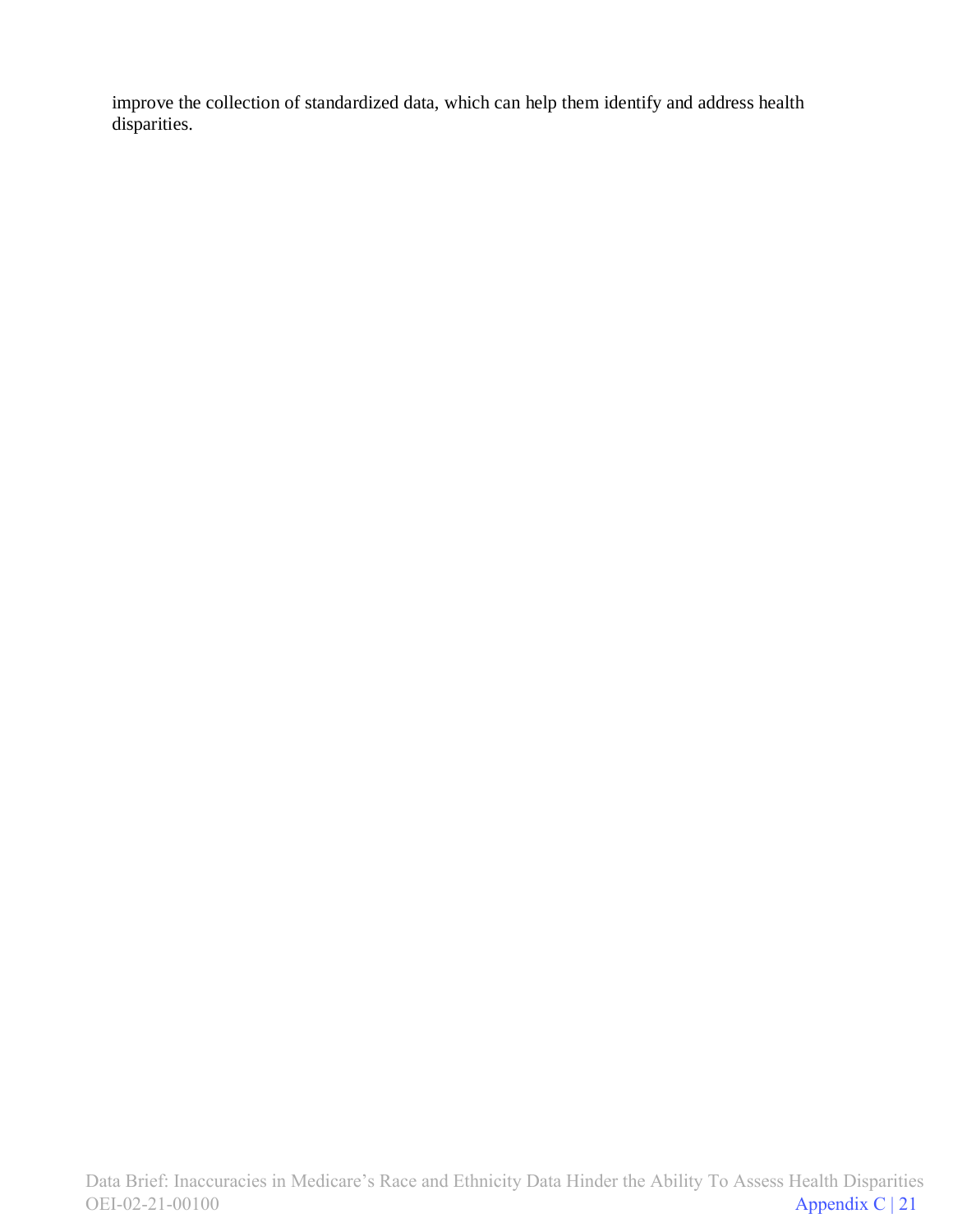improve the collection of standardized data, which can help them identify and address health disparities.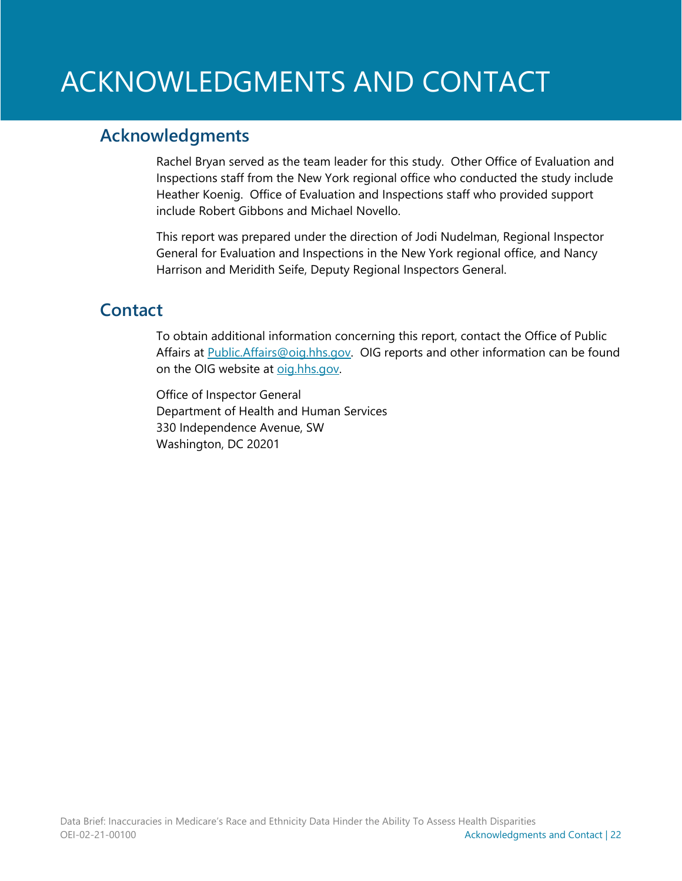# ACKNOWLEDGMENTS AND CONTACT

## Acknowledgments

Rachel Bryan served as the team leader for this study. Other Office of Evaluation and Inspections staff from the New York regional office who conducted the study include Heather Koenig. Office of Evaluation and Inspections staff who provided support include Robert Gibbons and Michael Novello.

This report was prepared under the direction of Jodi Nudelman, Regional Inspector General for Evaluation and Inspections in the New York regional office, and Nancy Harrison and Meridith Seife, Deputy Regional Inspectors General.

## Contact

To obtain additional information concerning this report, contact the Office of Public Affairs at [Public.Affairs@oig.hhs.gov](mailto:Public.Affairs@oig.hhs.gov). OIG reports and other information can be found on the OIG website at [oig.hhs.gov](https://oig.hhs.gov).

Office of Inspector General
Department of Health and Human Services
330 Independence Avenue, SW
Washington, DC 20201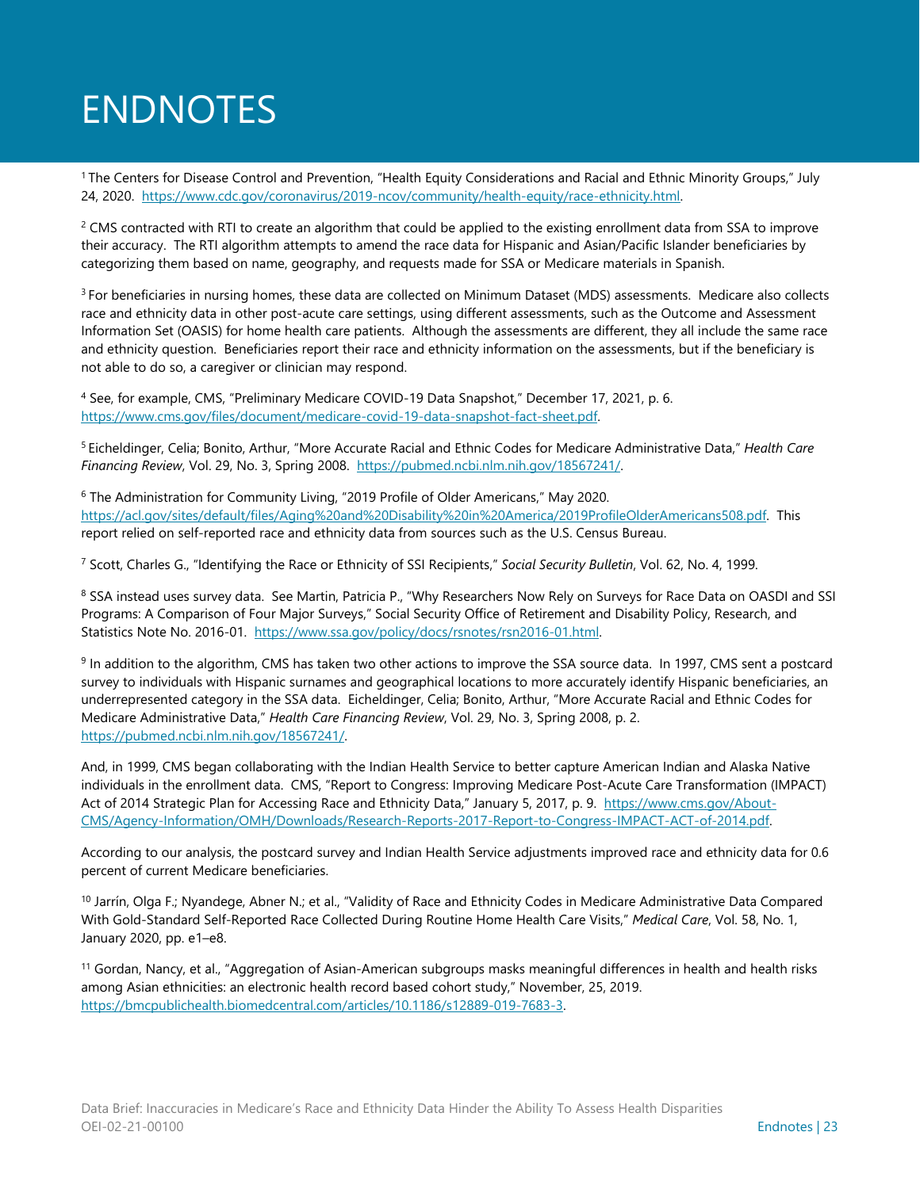# ENDNOTES

[1] The Centers for Disease Control and Prevention, "Health Equity Considerations and Racial and Ethnic Minority Groups," July 24, 2020. https://www.cdc.gov/coronavirus/2019-ncov/community/health-equity/race-ethnicity.html.

[2] CMS contracted with RTI to create an algorithm that could be applied to the existing enrollment data from SSA to improve their accuracy. The RTI algorithm attempts to amend the race data for Hispanic and Asian/Pacific Islander beneficiaries by categorizing them based on name, geography, and requests made for SSA or Medicare materials in Spanish.

[3] For beneficiaries in nursing homes, these data are collected on Minimum Dataset (MDS) assessments. Medicare also collects race and ethnicity data in other post-acute care settings, using different assessments, such as the Outcome and Assessment Information Set (OASIS) for home health care patients. Although the assessments are different, they all include the same race and ethnicity question. Beneficiaries report their race and ethnicity information on the assessments, but if the beneficiary is not able to do so, a caregiver or clinician may respond.

[4] See, for example, CMS, "Preliminary Medicare COVID-19 Data Snapshot," December 17, 2021, p. 6. https://www.cms.gov/files/document/medicare-covid-19-data-snapshot-fact-sheet.pdf.

[5] Eicheldinger, Celia; Bonito, Arthur, "More Accurate Racial and Ethnic Codes for Medicare Administrative Data," *Health Care Financing Review*, Vol. 29, No. 3, Spring 2008. https://pubmed.ncbi.nlm.nih.gov/18567241/.

[6] The Administration for Community Living, "2019 Profile of Older Americans," May 2020. https://acl.gov/sites/default/files/Aging%20and%20Disability%20in%20America/2019ProfileOlderAmericans508.pdf. This report relied on self-reported race and ethnicity data from sources such as the U.S. Census Bureau.

[7] Scott, Charles G., "Identifying the Race or Ethnicity of SSI Recipients," *Social Security Bulletin*, Vol. 62, No. 4, 1999.

[8] SSA instead uses survey data. See Martin, Patricia P., "Why Researchers Now Rely on Surveys for Race Data on OASDI and SSI Programs: A Comparison of Four Major Surveys," Social Security Office of Retirement and Disability Policy, Research, and Statistics Note No. 2016-01. https://www.ssa.gov/policy/docs/rsnotes/rsn2016-01.html.

[9] In addition to the algorithm, CMS has taken two other actions to improve the SSA source data. In 1997, CMS sent a postcard survey to individuals with Hispanic surnames and geographical locations to more accurately identify Hispanic beneficiaries, an underrepresented category in the SSA data. Eicheldinger, Celia; Bonito, Arthur, "More Accurate Racial and Ethnic Codes for Medicare Administrative Data," *Health Care Financing Review*, Vol. 29, No. 3, Spring 2008, p. 2. https://pubmed.ncbi.nlm.nih.gov/18567241/.

And, in 1999, CMS began collaborating with the Indian Health Service to better capture American Indian and Alaska Native individuals in the enrollment data. CMS, "Report to Congress: Improving Medicare Post-Acute Care Transformation (IMPACT) Act of 2014 Strategic Plan for Accessing Race and Ethnicity Data," January 5, 2017, p. 9. https://www.cms.gov/About-CMS/Agency-Information/OMH/Downloads/Research-Reports-2017-Report-to-Congress-IMPACT-ACT-of-2014.pdf.

According to our analysis, the postcard survey and Indian Health Service adjustments improved race and ethnicity data for 0.6 percent of current Medicare beneficiaries.

[10] Jarrín, Olga F.; Nyandege, Abner N.; et al., "Validity of Race and Ethnicity Codes in Medicare Administrative Data Compared With Gold-Standard Self-Reported Race Collected During Routine Home Health Care Visits," *Medical Care*, Vol. 58, No. 1, January 2020, pp. e1–e8.

[11] Gordan, Nancy, et al., "Aggregation of Asian-American subgroups masks meaningful differences in health and health risks among Asian ethnicities: an electronic health record based cohort study," November, 25, 2019. https://bmcpublichealth.biomedcentral.com/articles/10.1186/s12889-019-7683-3.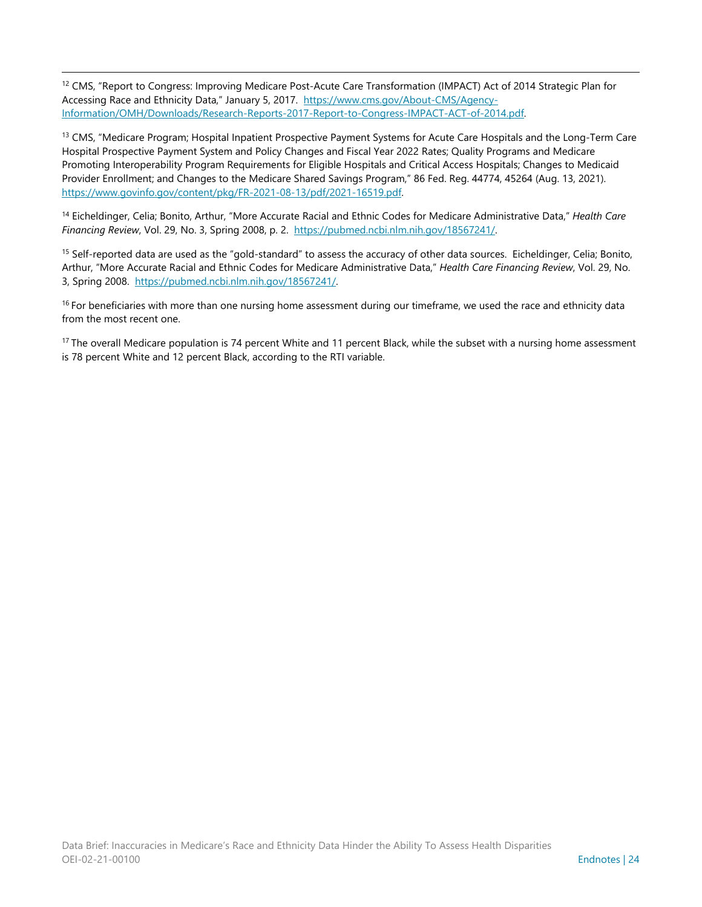[12] CMS, "Report to Congress: Improving Medicare Post-Acute Care Transformation (IMPACT) Act of 2014 Strategic Plan for Accessing Race and Ethnicity Data," January 5, 2017. https://www.cms.gov/About-CMS/Agency-Information/OMH/Downloads/Research-Reports-2017-Report-to-Congress-IMPACT-ACT-of-2014.pdf.

[13] CMS, "Medicare Program; Hospital Inpatient Prospective Payment Systems for Acute Care Hospitals and the Long-Term Care Hospital Prospective Payment System and Policy Changes and Fiscal Year 2022 Rates; Quality Programs and Medicare Promoting Interoperability Program Requirements for Eligible Hospitals and Critical Access Hospitals; Changes to Medicaid Provider Enrollment; and Changes to the Medicare Shared Savings Program," 86 Fed. Reg. 44774, 45264 (Aug. 13, 2021). https://www.govinfo.gov/content/pkg/FR-2021-08-13/pdf/2021-16519.pdf.

[14] Eicheldinger, Celia; Bonito, Arthur, "More Accurate Racial and Ethnic Codes for Medicare Administrative Data," *Health Care Financing Review*, Vol. 29, No. 3, Spring 2008, p. 2. https://pubmed.ncbi.nlm.nih.gov/18567241/.

[15] Self-reported data are used as the "gold-standard" to assess the accuracy of other data sources. Eicheldinger, Celia; Bonito, Arthur, "More Accurate Racial and Ethnic Codes for Medicare Administrative Data," *Health Care Financing Review*, Vol. 29, No. 3, Spring 2008. https://pubmed.ncbi.nlm.nih.gov/18567241/.

[16] For beneficiaries with more than one nursing home assessment during our timeframe, we used the race and ethnicity data from the most recent one.

[17] The overall Medicare population is 74 percent White and 11 percent Black, while the subset with a nursing home assessment is 78 percent White and 12 percent Black, according to the RTI variable.